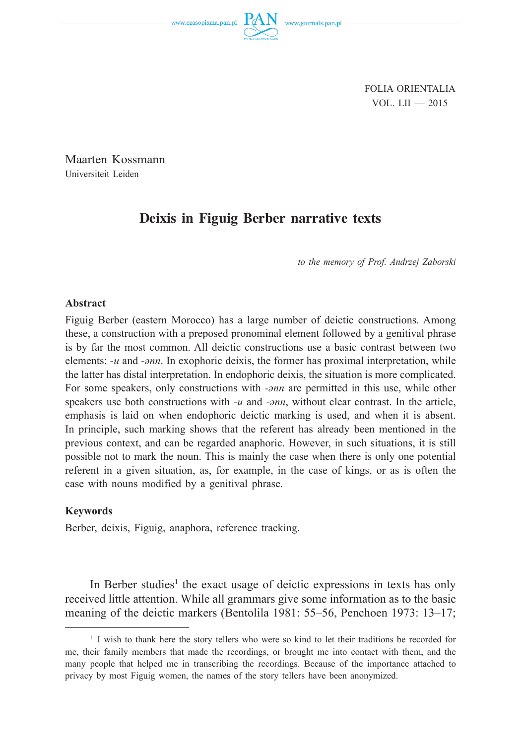FOLIA ORIENTALIA
VOL. LII — 2015

Maarten Kossmann
Universiteit Leiden

# Deixis in Figuig Berber narrative texts

*to the memory of Prof. Andrzej Zaborski*

### Abstract

Figuig Berber (eastern Morocco) has a large number of deictic constructions. Among these, a construction with a preposed pronominal element followed by a genitival phrase is by far the most common. All deictic constructions use a basic contrast between two elements: *-u* and *-ənn*. In exophoric deixis, the former has proximal interpretation, while the latter has distal interpretation. In endophoric deixis, the situation is more complicated. For some speakers, only constructions with *-ənn* are permitted in this use, while other speakers use both constructions with *-u* and *-ənn*, without clear contrast. In the article, emphasis is laid on when endophoric deictic marking is used, and when it is absent. In principle, such marking shows that the referent has already been mentioned in the previous context, and can be regarded anaphoric. However, in such situations, it is still possible not to mark the noun. This is mainly the case when there is only one potential referent in a given situation, as, for example, in the case of kings, or as is often the case with nouns modified by a genitival phrase.

### Keywords

Berber, deixis, Figuig, anaphora, reference tracking.

In Berber studies[1] the exact usage of deictic expressions in texts has only received little attention. While all grammars give some information as to the basic meaning of the deictic markers (Bentolila 1981: 55–56, Penchoen 1973: 13–17;

[1] I wish to thank here the story tellers who were so kind to let their traditions be recorded for me, their family members that made the recordings, or brought me into contact with them, and the many people that helped me in transcribing the recordings. Because of the importance attached to privacy by most Figuig women, the names of the story tellers have been anonymized.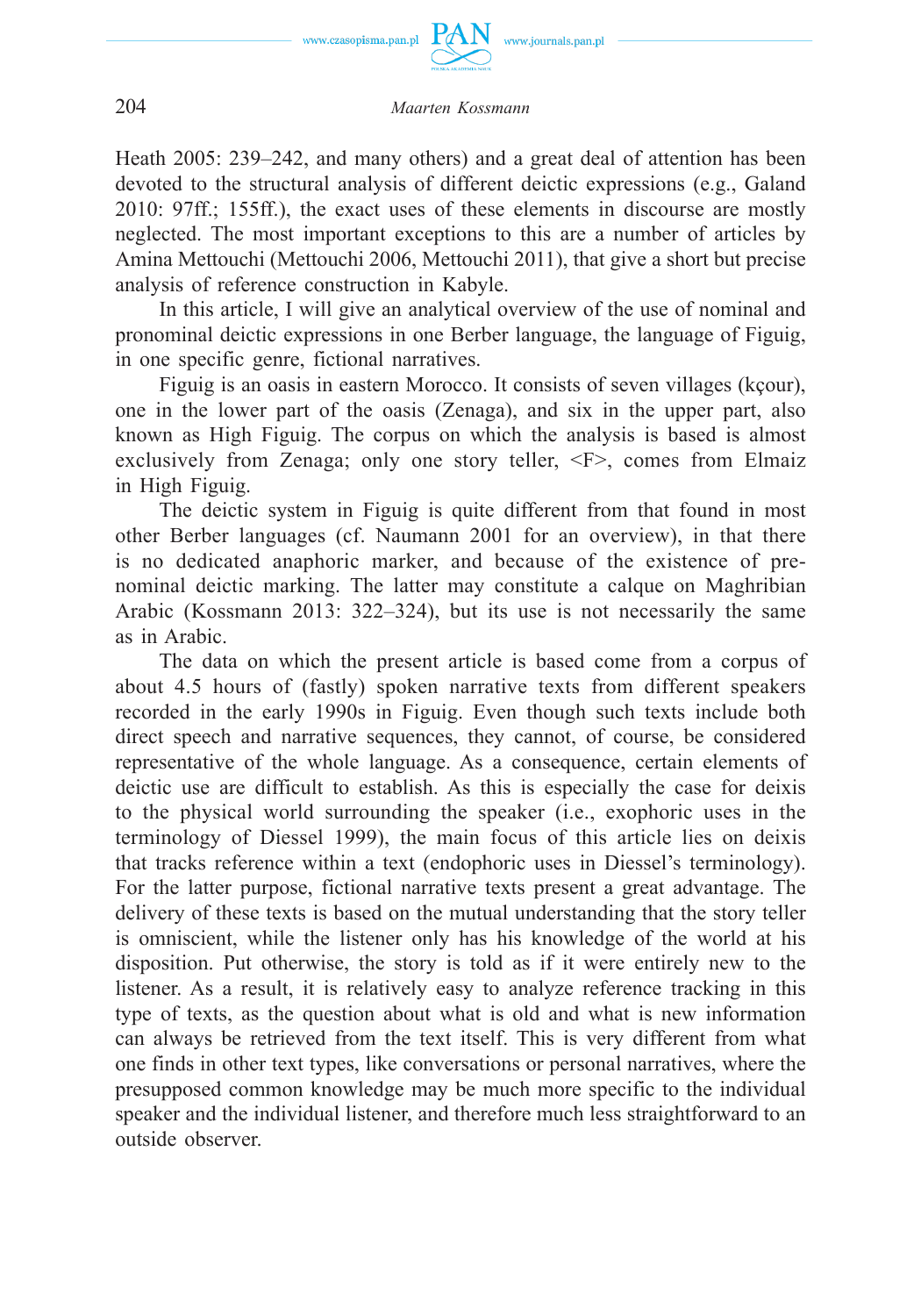Heath 2005: 239–242, and many others) and a great deal of attention has been devoted to the structural analysis of different deictic expressions (e.g., Galand 2010: 97ff.; 155ff.), the exact uses of these elements in discourse are mostly neglected. The most important exceptions to this are a number of articles by Amina Mettouchi (Mettouchi 2006, Mettouchi 2011), that give a short but precise analysis of reference construction in Kabyle.

In this article, I will give an analytical overview of the use of nominal and pronominal deictic expressions in one Berber language, the language of Figuig, in one specific genre, fictional narratives.

Figuig is an oasis in eastern Morocco. It consists of seven villages (kçour), one in the lower part of the oasis (Zenaga), and six in the upper part, also known as High Figuig. The corpus on which the analysis is based is almost exclusively from Zenaga; only one story teller, <F>, comes from Elmaiz in High Figuig.

The deictic system in Figuig is quite different from that found in most other Berber languages (cf. Naumann 2001 for an overview), in that there is no dedicated anaphoric marker, and because of the existence of pre-nominal deictic marking. The latter may constitute a calque on Maghribian Arabic (Kossmann 2013: 322–324), but its use is not necessarily the same as in Arabic.

The data on which the present article is based come from a corpus of about 4.5 hours of (fastly) spoken narrative texts from different speakers recorded in the early 1990s in Figuig. Even though such texts include both direct speech and narrative sequences, they cannot, of course, be considered representative of the whole language. As a consequence, certain elements of deictic use are difficult to establish. As this is especially the case for deixis to the physical world surrounding the speaker (i.e., exophoric uses in the terminology of Diessel 1999), the main focus of this article lies on deixis that tracks reference within a text (endophoric uses in Diessel's terminology). For the latter purpose, fictional narrative texts present a great advantage. The delivery of these texts is based on the mutual understanding that the story teller is omniscient, while the listener only has his knowledge of the world at his disposition. Put otherwise, the story is told as if it were entirely new to the listener. As a result, it is relatively easy to analyze reference tracking in this type of texts, as the question about what is old and what is new information can always be retrieved from the text itself. This is very different from what one finds in other text types, like conversations or personal narratives, where the presupposed common knowledge may be much more specific to the individual speaker and the individual listener, and therefore much less straightforward to an outside observer.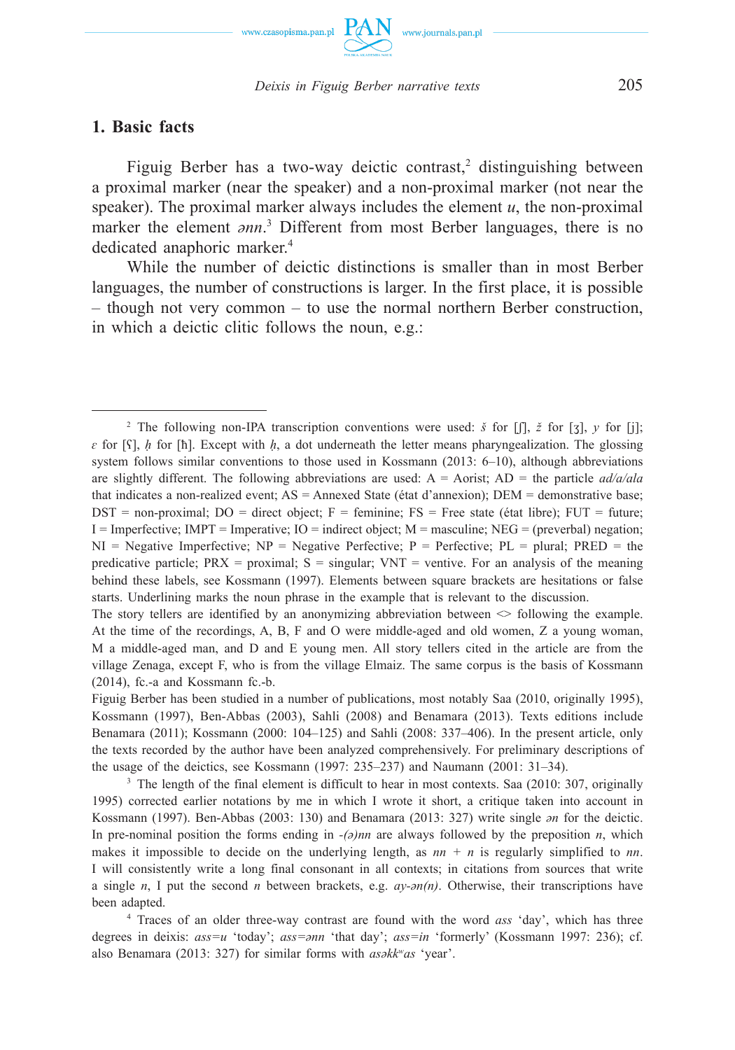## 1. Basic facts

Figuig Berber has a two-way deictic contrast,[2] distinguishing between a proximal marker (near the speaker) and a non-proximal marker (not near the speaker). The proximal marker always includes the element *u*, the non-proximal marker the element *ənn*.[3] Different from most Berber languages, there is no dedicated anaphoric marker.[4]

While the number of deictic distinctions is smaller than in most Berber languages, the number of constructions is larger. In the first place, it is possible – though not very common – to use the normal northern Berber construction, in which a deictic clitic follows the noun, e.g.:

---

[2] The following non-IPA transcription conventions were used: *š* for [ʃ], *ž* for [ʒ], *y* for [j]; *ɛ* for [ʕ], *ḥ* for [ħ]. Except with *ḥ*, a dot underneath the letter means pharyngealization. The glossing system follows similar conventions to those used in Kossmann (2013: 6–10), although abbreviations are slightly different. The following abbreviations are used: A = Aorist; AD = the particle *ad/a/ala* that indicates a non-realized event; AS = Annexed State (état d'annexion); DEM = demonstrative base; DST = non-proximal; DO = direct object; F = feminine; FS = Free state (état libre); FUT = future; I = Imperfective; IMPT = Imperative; IO = indirect object; M = masculine; NEG = (preverbal) negation; NI = Negative Imperfective; NP = Negative Perfective; P = Perfective; PL = plural; PRED = the predicative particle; PRX = proximal; S = singular; VNT = ventive. For an analysis of the meaning behind these labels, see Kossmann (1997). Elements between square brackets are hesitations or false starts. Underlining marks the noun phrase in the example that is relevant to the discussion.
The story tellers are identified by an anonymizing abbreviation between <> following the example. At the time of the recordings, A, B, F and O were middle-aged and old women, Z a young woman, M a middle-aged man, and D and E young men. All story tellers cited in the article are from the village Zenaga, except F, who is from the village Elmaiz. The same corpus is the basis of Kossmann (2014), fc.-a and Kossmann fc.-b.
Figuig Berber has been studied in a number of publications, most notably Saa (2010, originally 1995), Kossmann (1997), Ben-Abbas (2003), Sahli (2008) and Benamara (2013). Texts editions include Benamara (2011); Kossmann (2000: 104–125) and Sahli (2008: 337–406). In the present article, only the texts recorded by the author have been analyzed comprehensively. For preliminary descriptions of the usage of the deictics, see Kossmann (1997: 235–237) and Naumann (2001: 31–34).

[3] The length of the final element is difficult to hear in most contexts. Saa (2010: 307, originally 1995) corrected earlier notations by me in which I wrote it short, a critique taken into account in Kossmann (1997). Ben-Abbas (2003: 130) and Benamara (2013: 327) write single *ən* for the deictic. In pre-nominal position the forms ending in *-(ə)nn* are always followed by the preposition *n*, which makes it impossible to decide on the underlying length, as *nn* + *n* is regularly simplified to *nn*. I will consistently write a long final consonant in all contexts; in citations from sources that write a single *n*, I put the second *n* between brackets, e.g. *ay-ən(n)*. Otherwise, their transcriptions have been adapted.

[4] Traces of an older three-way contrast are found with the word *ass* 'day', which has three degrees in deixis: *ass=u* 'today'; *ass=ənn* 'that day'; *ass=in* 'formerly' (Kossmann 1997: 236); cf. also Benamara (2013: 327) for similar forms with *asəkkʷas* 'year'.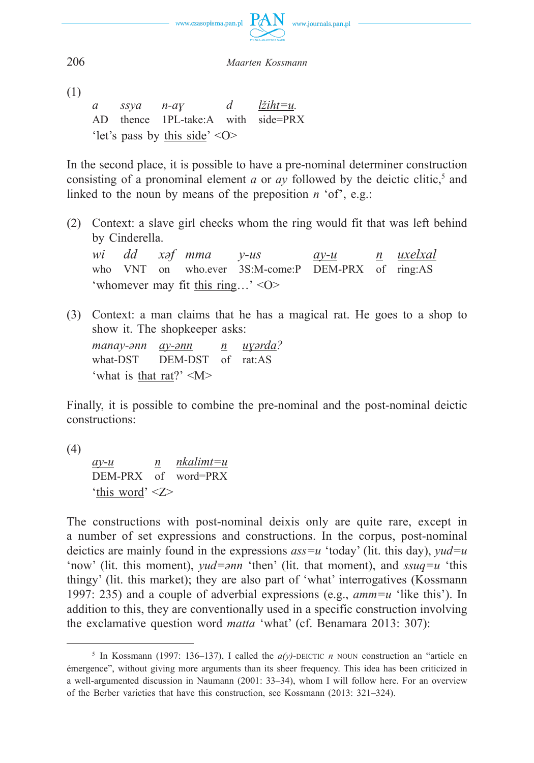(1)

| *a* | *ssya* | *n-aɣ* | *d* | *lžiht=u.* |
|---|---|---|---|---|
| AD | thence | 1PL-take:A | with | side=PRX |

'let's pass by this side' <O>

In the second place, it is possible to have a pre-nominal determiner construction consisting of a pronominal element *a* or *ay* followed by the deictic clitic,[5] and linked to the noun by means of the preposition *n* 'of', e.g.:

(2) Context: a slave girl checks whom the ring would fit that was left behind by Cinderella.

| *wi* | *dd* | *xəf* | *mma* | *y-us* | *ay-u* | *n* | *uxelxal* |
|---|---|---|---|---|---|---|---|
| who | VNT | on | who.ever | 3S:M-come:P | DEM-PRX | of | ring:AS |

'whomever may fit this ring…' <O>

(3) Context: a man claims that he has a magical rat. He goes to a shop to show it. The shopkeeper asks:

| *manay-ənn* | *ay-ənn* | *n* | *uɣərda?* |
|---|---|---|---|
| what-DST | DEM-DST | of | rat:AS |

'what is that rat?' <M>

Finally, it is possible to combine the pre-nominal and the post-nominal deictic constructions:

(4)

| *ay-u* | *n* | *nkalimt=u* |
|---|---|---|
| DEM-PRX | of | word=PRX |

'this word' <Z>

The constructions with post-nominal deixis only are quite rare, except in a number of set expressions and constructions. In the corpus, post-nominal deictics are mainly found in the expressions *ass=u* 'today' (lit. this day), *yud=u* 'now' (lit. this moment), *yud=ənn* 'then' (lit. that moment), and *ssuq=u* 'this thingy' (lit. this market); they are also part of 'what' interrogatives (Kossmann 1997: 235) and a couple of adverbial expressions (e.g., *amm=u* 'like this'). In addition to this, they are conventionally used in a specific construction involving the exclamative question word *matta* 'what' (cf. Benamara 2013: 307):

---

[5] In Kossmann (1997: 136–137), I called the *a(y)*-DEICTIC *n* NOUN construction an "article en émergence", without giving more arguments than its sheer frequency. This idea has been criticized in a well-argumented discussion in Naumann (2001: 33–34), whom I will follow here. For an overview of the Berber varieties that have this construction, see Kossmann (2013: 321–324).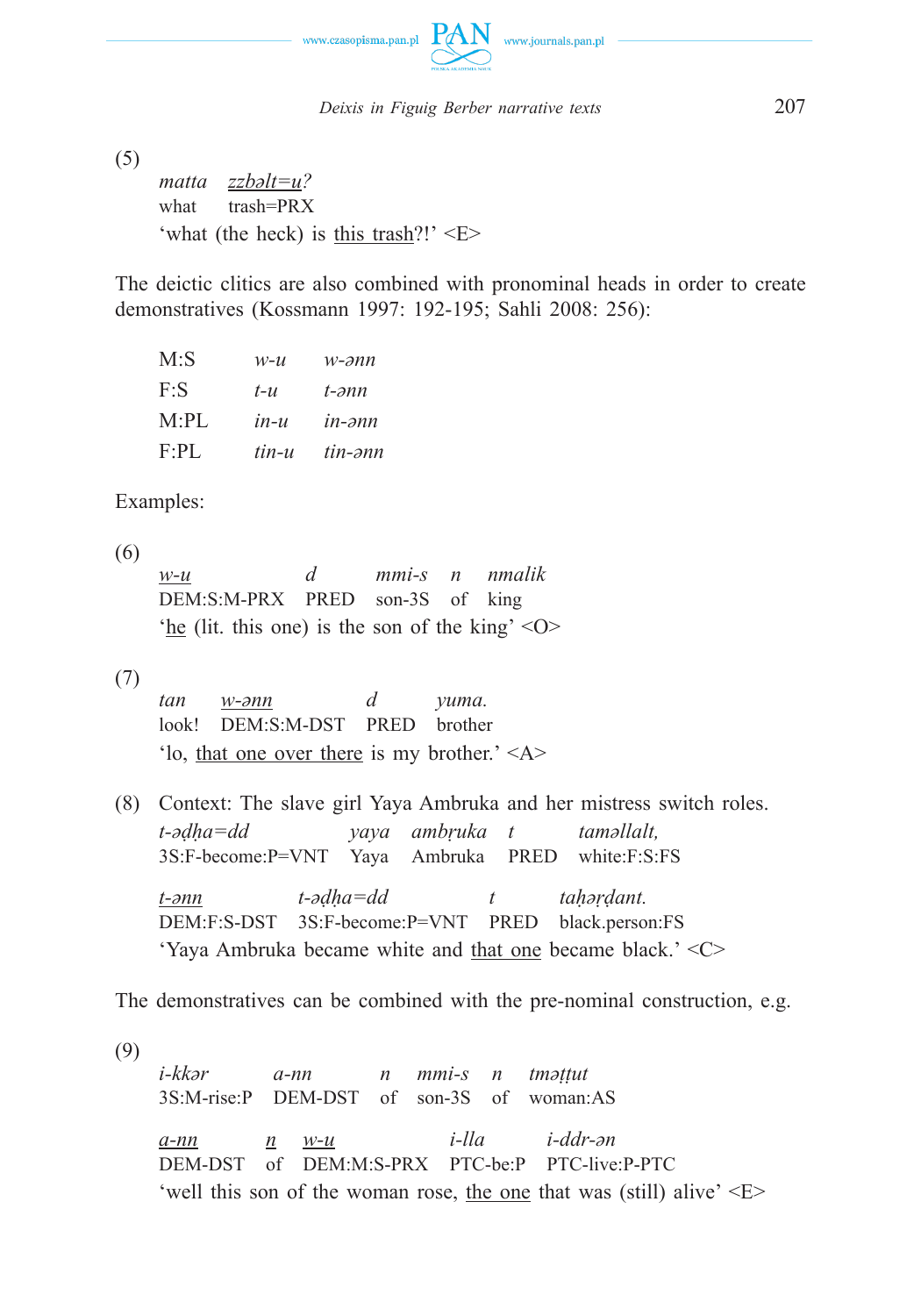(5)

| *matta* | *<u>zzbəlt=u</u>?* |
|---|---|
| what | trash=PRX |

'what (the heck) is <u>this trash</u>?!' <E>

The deictic clitics are also combined with pronominal heads in order to create demonstratives (Kossmann 1997: 192-195; Sahli 2008: 256):

| | | |
|---|---|---|
| M:S | *w-u* | *w-ənn* |
| F:S | *t-u* | *t-ənn* |
| M:PL | *in-u* | *in-ənn* |
| F:PL | *tin-u* | *tin-ənn* |

Examples:

(6)

| *<u>w-u</u>* | *d* | *mmi-s* | *n* | *nmalik* |
|---|---|---|---|---|
| DEM:S:M-PRX | PRED | son-3S | of | king |

'<u>he</u> (lit. this one) is the son of the king' <O>

(7)

| *tan* | *<u>w-ənn</u>* | *d* | *yuma.* |
|---|---|---|---|
| look! | DEM:S:M-DST | PRED | brother |

'lo, <u>that one over there</u> is my brother.' <A>

(8) Context: The slave girl Yaya Ambruka and her mistress switch roles.

| *t-əḍḥa=dd* | *yaya* | *ambṛuka* | *t* | *taməllalt,* |
|---|---|---|---|---|
| 3S:F-become:P=VNT | Yaya | Ambruka | PRED | white:F:S:FS |

| *<u>t-ənn</u>* | *t-əḍḥa=dd* | *t* | *taḥəṛḍant.* |
|---|---|---|---|
| DEM:F:S-DST | 3S:F-become:P=VNT | PRED | black.person:FS |

'Yaya Ambruka became white and <u>that one</u> became black.' <C>

The demonstratives can be combined with the pre-nominal construction, e.g.

(9)

| *i-kkər* | *a-nn* | *n* | *mmi-s* | *n* | *tməṭṭut* |
|---|---|---|---|---|---|
| 3S:M-rise:P | DEM-DST | of | son-3S | of | woman:AS |

| *<u>a-nn</u>* | *<u>n</u>* | *<u>w-u</u>* | *i-lla* | *i-ddr-ən* |
|---|---|---|---|---|
| DEM-DST | of | DEM:M:S-PRX | PTC-be:P | PTC-live:P-PTC |

'well this son of the woman rose, <u>the one</u> that was (still) alive' <E>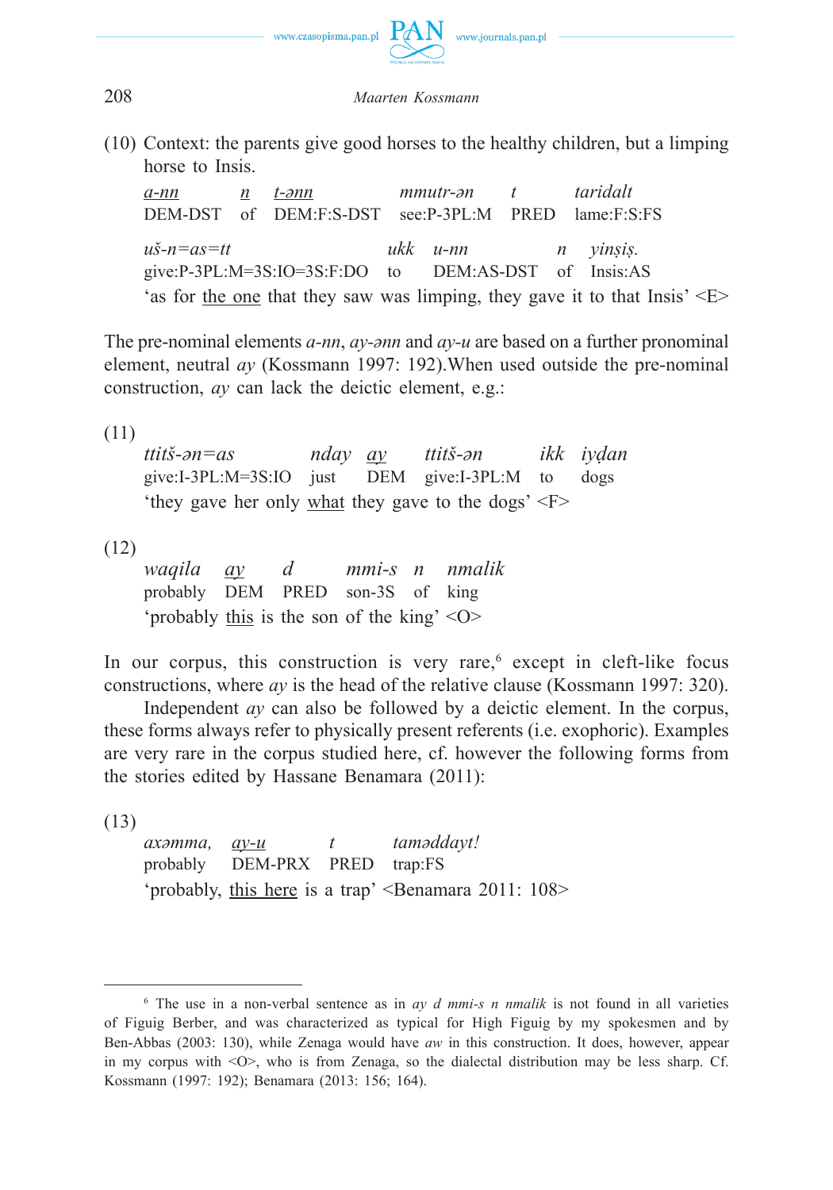(10) Context: the parents give good horses to the healthy children, but a limping horse to Insis.

| <u>*a-nn*</u> | <u>*n*</u> | <u>*t-ənn*</u> | *mmutr-ən* | *t* | *taridalt* |
|---|---|---|---|---|---|
| DEM-DST | of | DEM:F:S-DST | see:P-3PL:M | PRED | lame:F:S:FS |

| *uš-n=as=tt* | *ukk* | *u-nn* | *n* | *yinṣiṣ.* |
|---|---|---|---|---|
| give:P-3PL:M=3S:IO=3S:F:DO | to | DEM:AS-DST | of | Insis:AS |

'as for <u>the one</u> that they saw was limping, they gave it to that Insis' <E>

The pre-nominal elements *a-nn*, *ay-ənn* and *ay-u* are based on a further pronominal element, neutral *ay* (Kossmann 1997: 192).When used outside the pre-nominal construction, *ay* can lack the deictic element, e.g.:

(11)

| *ttitš-ən=as* | *nday* | <u>*ay*</u> | *ttitš-ən* | *ikk* | *iyḍan* |
|---|---|---|---|---|---|
| give:I-3PL:M=3S:IO | just | DEM | give:I-3PL:M | to | dogs |

'they gave her only <u>what</u> they gave to the dogs' <F>

(12)

| *waqila* | <u>*ay*</u> | *d* | *mmi-s* | *n* | *nmalik* |
|---|---|---|---|---|---|
| probably | DEM | PRED | son-3S | of | king |

'probably <u>this</u> is the son of the king' <O>

In our corpus, this construction is very rare,[6] except in cleft-like focus constructions, where *ay* is the head of the relative clause (Kossmann 1997: 320).

Independent *ay* can also be followed by a deictic element. In the corpus, these forms always refer to physically present referents (i.e. exophoric). Examples are very rare in the corpus studied here, cf. however the following forms from the stories edited by Hassane Benamara (2011):

(13)

| *axəmma,* | <u>*ay-u*</u> | *t* | *taməddayt!* |
|---|---|---|---|
| probably | DEM-PRX | PRED | trap:FS |

'probably, <u>this here</u> is a trap' <Benamara 2011: 108>

---

[6] The use in a non-verbal sentence as in *ay d mmi-s n nmalik* is not found in all varieties of Figuig Berber, and was characterized as typical for High Figuig by my spokesmen and by Ben-Abbas (2003: 130), while Zenaga would have *aw* in this construction. It does, however, appear in my corpus with <O>, who is from Zenaga, so the dialectal distribution may be less sharp. Cf. Kossmann (1997: 192); Benamara (2013: 156; 164).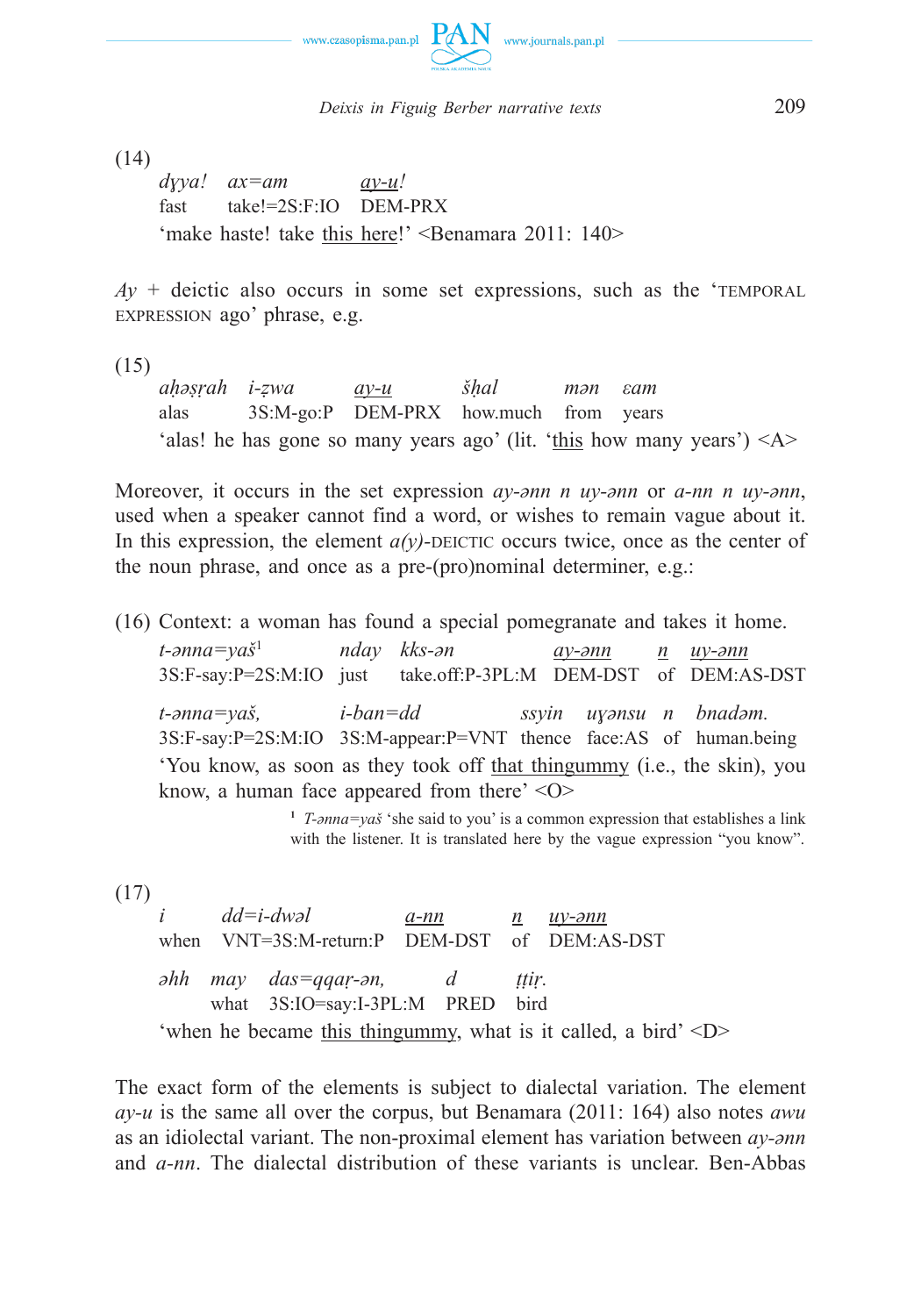(14)

*dɣya!* *ax=am* *ay-u!*
fast take!=2S:F:IO DEM-PRX
'make haste! take this here!' <Benamara 2011: 140>

*Ay* + deictic also occurs in some set expressions, such as the 'TEMPORAL EXPRESSION ago' phrase, e.g.

(15)

*aḥəṣṛah* *i-ẓwa* *ay-u* *šḥal* *mən* *ɛam*
alas 3S:M-go:P DEM-PRX how.much from years
'alas! he has gone so many years ago' (lit. 'this how many years') <A>

Moreover, it occurs in the set expression *ay-ənn n uy-ənn* or *a-nn n uy-ənn*, used when a speaker cannot find a word, or wishes to remain vague about it. In this expression, the element *a(y)*-DEICTIC occurs twice, once as the center of the noun phrase, and once as a pre-(pro)nominal determiner, e.g.:

(16) Context: a woman has found a special pomegranate and takes it home.

*t-ənna=yaš*[1] *nday* *kks-ən* *ay-ənn* *n* *uy-ənn*
3S:F-say:P=2S:M:IO just take.off:P-3PL:M DEM-DST of DEM:AS-DST

*t-ənna=yaš,* *i-ban=dd* *ssyin* *uɣənsu* *n* *bnadəm.*
3S:F-say:P=2S:M:IO 3S:M-appear:P=VNT thence face:AS of human.being

'You know, as soon as they took off that thingummy (i.e., the skin), you know, a human face appeared from there' <O>

[1] *T-ənna=yaš* 'she said to you' is a common expression that establishes a link with the listener. It is translated here by the vague expression "you know".

(17)

*i* *dd=i-dwəl* *a-nn* *n* *uy-ənn*
when VNT=3S:M-return:P DEM-DST of DEM:AS-DST

*əhh* *may* *das=qqaṛ-ən,* *d* *ṭṭiṛ.*
what 3S:IO=say:I-3PL:M PRED bird

'when he became this thingummy, what is it called, a bird' <D>

The exact form of the elements is subject to dialectal variation. The element *ay-u* is the same all over the corpus, but Benamara (2011: 164) also notes *awu* as an idiolectal variant. The non-proximal element has variation between *ay-ənn* and *a-nn*. The dialectal distribution of these variants is unclear. Ben-Abbas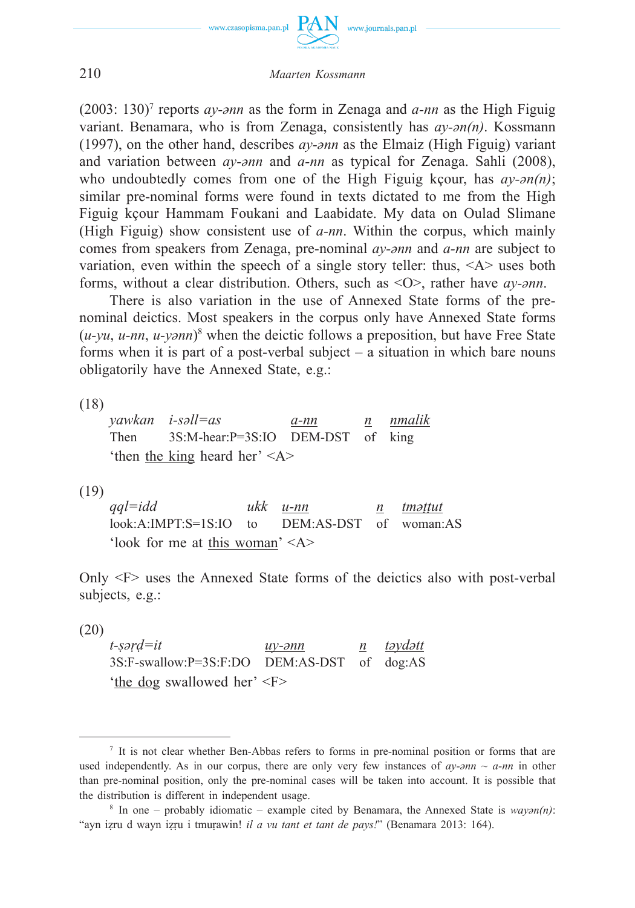(2003: 130)[7] reports *ay-ənn* as the form in Zenaga and *a-nn* as the High Figuig variant. Benamara, who is from Zenaga, consistently has *ay-ən(n)*. Kossmann (1997), on the other hand, describes *ay-ənn* as the Elmaiz (High Figuig) variant and variation between *ay-ənn* and *a-nn* as typical for Zenaga. Sahli (2008), who undoubtedly comes from one of the High Figuig kçour, has *ay-ən(n)*; similar pre-nominal forms were found in texts dictated to me from the High Figuig kçour Hammam Foukani and Laabidate. My data on Oulad Slimane (High Figuig) show consistent use of *a-nn*. Within the corpus, which mainly comes from speakers from Zenaga, pre-nominal *ay-ənn* and *a-nn* are subject to variation, even within the speech of a single story teller: thus, <A> uses both forms, without a clear distribution. Others, such as <O>, rather have *ay-ənn*.

There is also variation in the use of Annexed State forms of the pre-nominal deictics. Most speakers in the corpus only have Annexed State forms (*u-yu*, *u-nn*, *u-yənn*)[8] when the deictic follows a preposition, but have Free State forms when it is part of a post-verbal subject – a situation in which bare nouns obligatorily have the Annexed State, e.g.:

(18)

| *yawkan* | *i-səll=as* | *a-nn* | *n* | *nmalik* |
|---|---|---|---|---|
| Then | 3S:M-hear:P=3S:IO | DEM-DST | of | king |

'then the king heard her' <A>

(19)

| *qql=idd* | *ukk* | *u-nn* | *n* | *tməṭṭut* |
|---|---|---|---|---|
| look:A:IMPT:S=1S:IO | to | DEM:AS-DST | of | woman:AS |

'look for me at this woman' <A>

Only <F> uses the Annexed State forms of the deictics also with post-verbal subjects, e.g.:

(20)

| *t-ṣəṛḍ=it* | *uy-ənn* | *n* | *təydətt* |
|---|---|---|---|
| 3S:F-swallow:P=3S:F:DO | DEM:AS-DST | of | dog:AS |

'the dog swallowed her' <F>

---

[7] It is not clear whether Ben-Abbas refers to forms in pre-nominal position or forms that are used independently. As in our corpus, there are only very few instances of *ay-ənn* ~ *a-nn* in other than pre-nominal position, only the pre-nominal cases will be taken into account. It is possible that the distribution is different in independent usage.

[8] In one – probably idiomatic – example cited by Benamara, the Annexed State is *wayən(n)*: "ayn iẓru d wayn iẓru i tmuṛawin! *il a vu tant et tant de pays!*" (Benamara 2013: 164).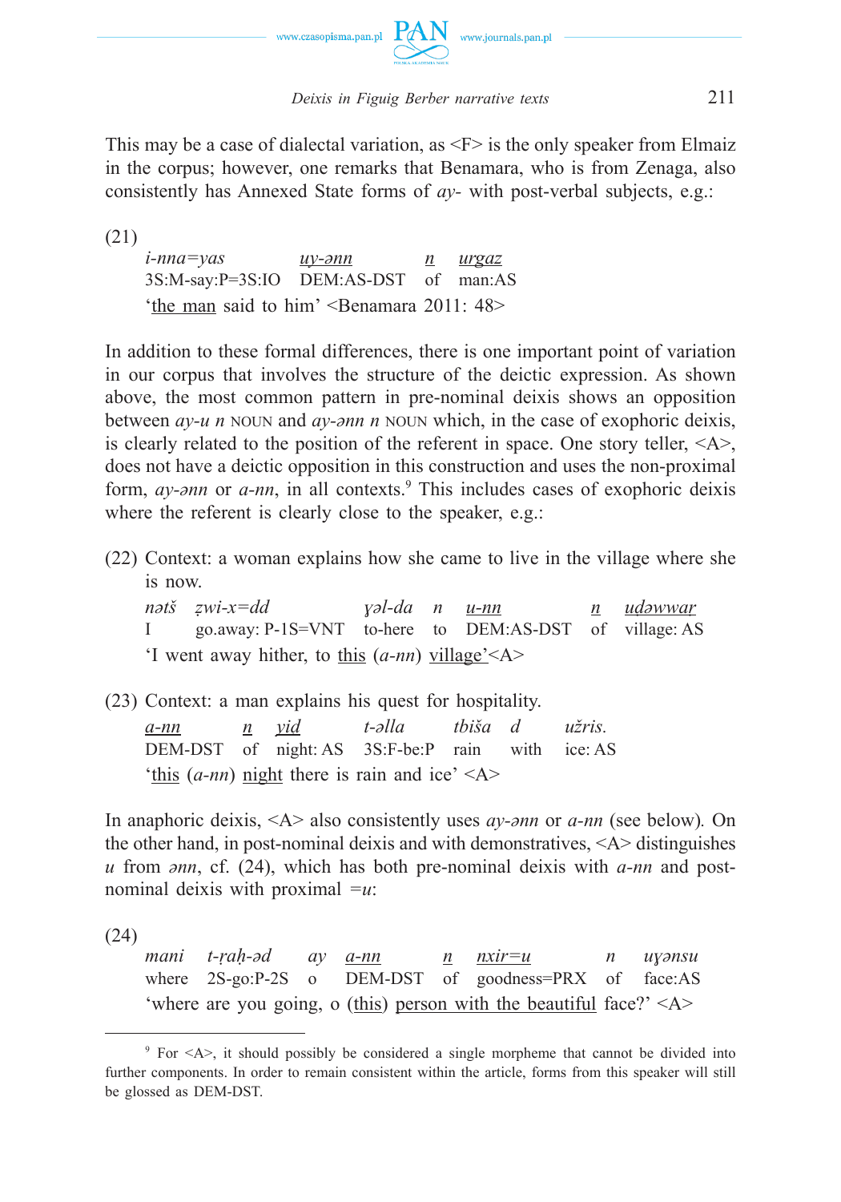This may be a case of dialectal variation, as <F> is the only speaker from Elmaiz in the corpus; however, one remarks that Benamara, who is from Zenaga, also consistently has Annexed State forms of *ay-* with post-verbal subjects, e.g.:

(21)

| *i-nna=yas* | *uy-ənn* | *n* | *urgaz* |
|---|---|---|---|
| 3S:M-say:P=3S:IO | DEM:AS-DST | of | man:AS |

'the man said to him' <Benamara 2011: 48>

In addition to these formal differences, there is one important point of variation in our corpus that involves the structure of the deictic expression. As shown above, the most common pattern in pre-nominal deixis shows an opposition between *ay-u n* NOUN and *ay-ənn n* NOUN which, in the case of exophoric deixis, is clearly related to the position of the referent in space. One story teller, <A>, does not have a deictic opposition in this construction and uses the non-proximal form, *ay-ənn* or *a-nn*, in all contexts.[9] This includes cases of exophoric deixis where the referent is clearly close to the speaker, e.g.:

(22) Context: a woman explains how she came to live in the village where she is now.

| *nətš* | *ẓwi-x=dd* | *ɣəl-da* | *n* | *u-nn* | *n* | *udəwwaṛ* |
|---|---|---|---|---|---|---|
| I | go.away: P-1S=VNT | to-here | to | DEM:AS-DST | of | village: AS |

'I went away hither, to this (*a-nn*) village'<A>

(23) Context: a man explains his quest for hospitality.

| *a-nn* | *n* | *yid* | *t-əlla* | *tbiša* | *d* | *užris.* |
|---|---|---|---|---|---|---|
| DEM-DST | of | night: AS | 3S:F-be:P | rain | with | ice: AS |

'this (*a-nn*) night there is rain and ice' <A>

In anaphoric deixis, <A> also consistently uses *ay-ənn* or *a-nn* (see below). On the other hand, in post-nominal deixis and with demonstratives, <A> distinguishes *u* from *ənn*, cf. (24), which has both pre-nominal deixis with *a-nn* and post-nominal deixis with proximal *=u*:

(24)

| *mani* | *t-ṛaḥ-əd* | *ay* | *a-nn* | *n* | *nxir=u* | *n* | *uɣənsu* |
|---|---|---|---|---|---|---|---|
| where | 2S-go:P-2S | o | DEM-DST | of | goodness=PRX | of | face:AS |

'where are you going, o (this) person with the beautiful face?' <A>

---

[9] For <A>, it should possibly be considered a single morpheme that cannot be divided into further components. In order to remain consistent within the article, forms from this speaker will still be glossed as DEM-DST.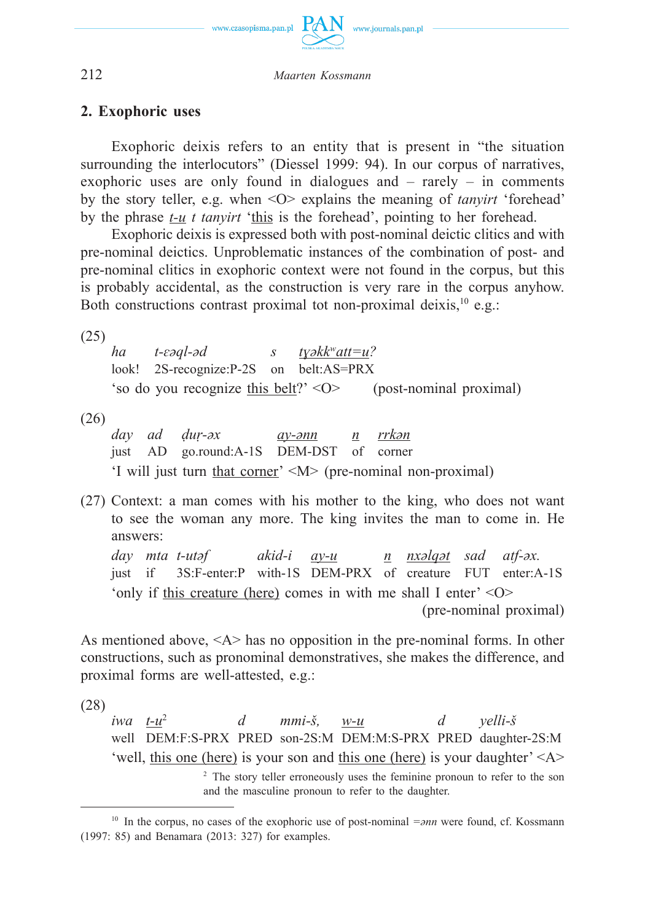## 2. Exophoric uses

Exophoric deixis refers to an entity that is present in "the situation surrounding the interlocutors" (Diessel 1999: 94). In our corpus of narratives, exophoric uses are only found in dialogues and – rarely – in comments by the story teller, e.g. when <O> explains the meaning of *tanyirt* 'forehead' by the phrase <u>*t-u*</u> *t tanyirt* '<u>this</u> is the forehead', pointing to her forehead.

Exophoric deixis is expressed both with post-nominal deictic clitics and with pre-nominal deictics. Unproblematic instances of the combination of post- and pre-nominal clitics in exophoric context were not found in the corpus, but this is probably accidental, as the construction is very rare in the corpus anyhow. Both constructions contrast proximal tot non-proximal deixis,[10] e.g.:

(25)
*ha* *t-ɛəql-əd* *s* <u>*tɣəkkʷatt=u*</u>*?*
look! 2S-recognize:P-2S on belt:AS=PRX
'so do you recognize <u>this belt</u>?' <O> (post-nominal proximal)

(26)
*day* *ad* *ḍuṛ-əx* <u>*ay-ənn*</u> <u>*n*</u> <u>*rrkən*</u>
just AD go.round:A-1S DEM-DST of corner
'I will just turn <u>that corner</u>' <M> (pre-nominal non-proximal)

(27) Context: a man comes with his mother to the king, who does not want to see the woman any more. The king invites the man to come in. He answers:
*day* *mta* *t-utəf* *akid-i* <u>*ay-u*</u> <u>*n*</u> <u>*nxəlqət*</u> *sad* *atf-əx.*
just if 3S:F-enter:P with-1S DEM-PRX of creature FUT enter:A-1S
'only if <u>this creature (here)</u> comes in with me shall I enter' <O> (pre-nominal proximal)

As mentioned above, <A> has no opposition in the pre-nominal forms. In other constructions, such as pronominal demonstratives, she makes the difference, and proximal forms are well-attested, e.g.:

(28)
*iwa* <u>*t-u*</u>[2] *d* *mmi-š,* <u>*w-u*</u> *d* *yelli-š*
well DEM:F:S-PRX PRED son-2S:M DEM:M:S-PRX PRED daughter-2S:M
'well, <u>this one (here)</u> is your son and <u>this one (here)</u> is your daughter' <A>

[2] The story teller erroneously uses the feminine pronoun to refer to the son and the masculine pronoun to refer to the daughter.

---

[10] In the corpus, no cases of the exophoric use of post-nominal *=ənn* were found, cf. Kossmann (1997: 85) and Benamara (2013: 327) for examples.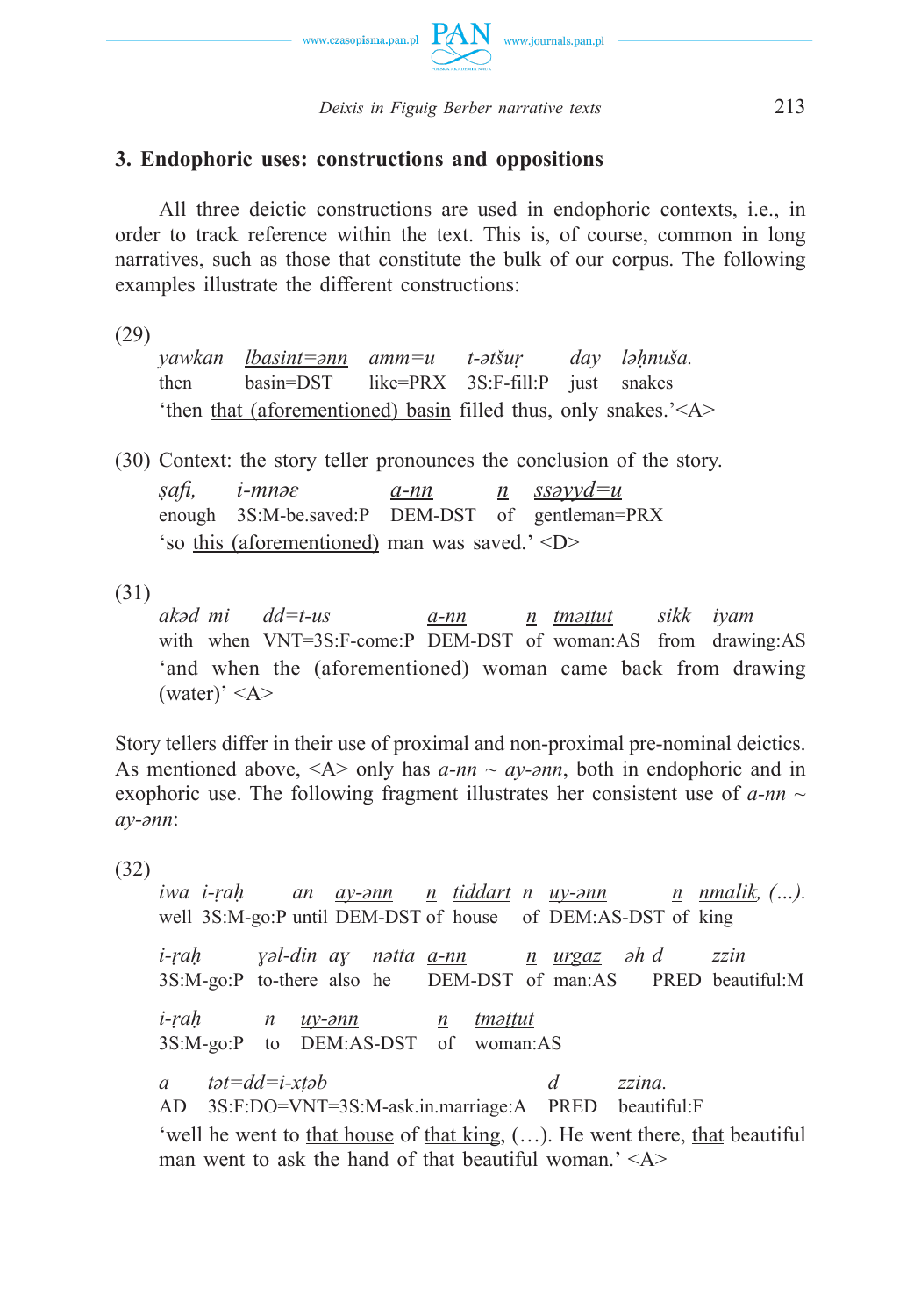## 3. Endophoric uses: constructions and oppositions

All three deictic constructions are used in endophoric contexts, i.e., in order to track reference within the text. This is, of course, common in long narratives, such as those that constitute the bulk of our corpus. The following examples illustrate the different constructions:

(29)

| *yawkan* | *lbasint=ənn* | *amm=u* | *t-ətšuṛ* | *day* | *ləḥnuša.* |
|---|---|---|---|---|---|
| then | basin=DST | like=PRX | 3S:F-fill:P | just | snakes |

'then that (aforementioned) basin filled thus, only snakes.'<A>

(30) Context: the story teller pronounces the conclusion of the story.

| *ṣafi,* | *i-mnəɛ* | *a-nn* | *n* | *ssəyyd=u* |
|---|---|---|---|---|
| enough | 3S:M-be.saved:P | DEM-DST | of | gentleman=PRX |

'so this (aforementioned) man was saved.' <D>

(31)

| *akəd* | *mi* | *dd=t-us* | *a-nn* | *n* | *tməṭṭut* | *sikk* | *iyam* |
|---|---|---|---|---|---|---|---|
| with | when | VNT=3S:F-come:P | DEM-DST | of | woman:AS | from | drawing:AS |

'and when the (aforementioned) woman came back from drawing (water)' <A>

Story tellers differ in their use of proximal and non-proximal pre-nominal deictics. As mentioned above, <A> only has *a-nn* ~ *ay-ənn*, both in endophoric and in exophoric use. The following fragment illustrates her consistent use of *a-nn* ~ *ay-ənn*:

(32)

| *iwa* | *i-ṛaḥ* | *an* | *ay-ənn* | *n* | *tiddart* | *n* | *uy-ənn* | *n* | *nmalik, (…).* |
|---|---|---|---|---|---|---|---|---|---|
| well | 3S:M-go:P | until | DEM-DST | of | house | of | DEM:AS-DST | of | king |

| *i-ṛaḥ* | *ɣəl-din* | *aɣ* | *nətta* | *a-nn* | *n* | *urgaz* | *əh d* | *zzin* |
|---|---|---|---|---|---|---|---|---|
| 3S:M-go:P | to-there | also | he | DEM-DST | of | man:AS | PRED | beautiful:M |

| *i-ṛaḥ* | *n* | *uy-ənn* | *n* | *tməṭṭut* |
|---|---|---|---|---|
| 3S:M-go:P | to | DEM:AS-DST | of | woman:AS |

| *a* | *tət=dd=i-xṭəb* | *d* | *zzina.* |
|---|---|---|---|
| AD | 3S:F:DO=VNT=3S:M-ask.in.marriage:A | PRED | beautiful:F |

'well he went to that house of that king, (…). He went there, that beautiful man went to ask the hand of that beautiful woman.' <A>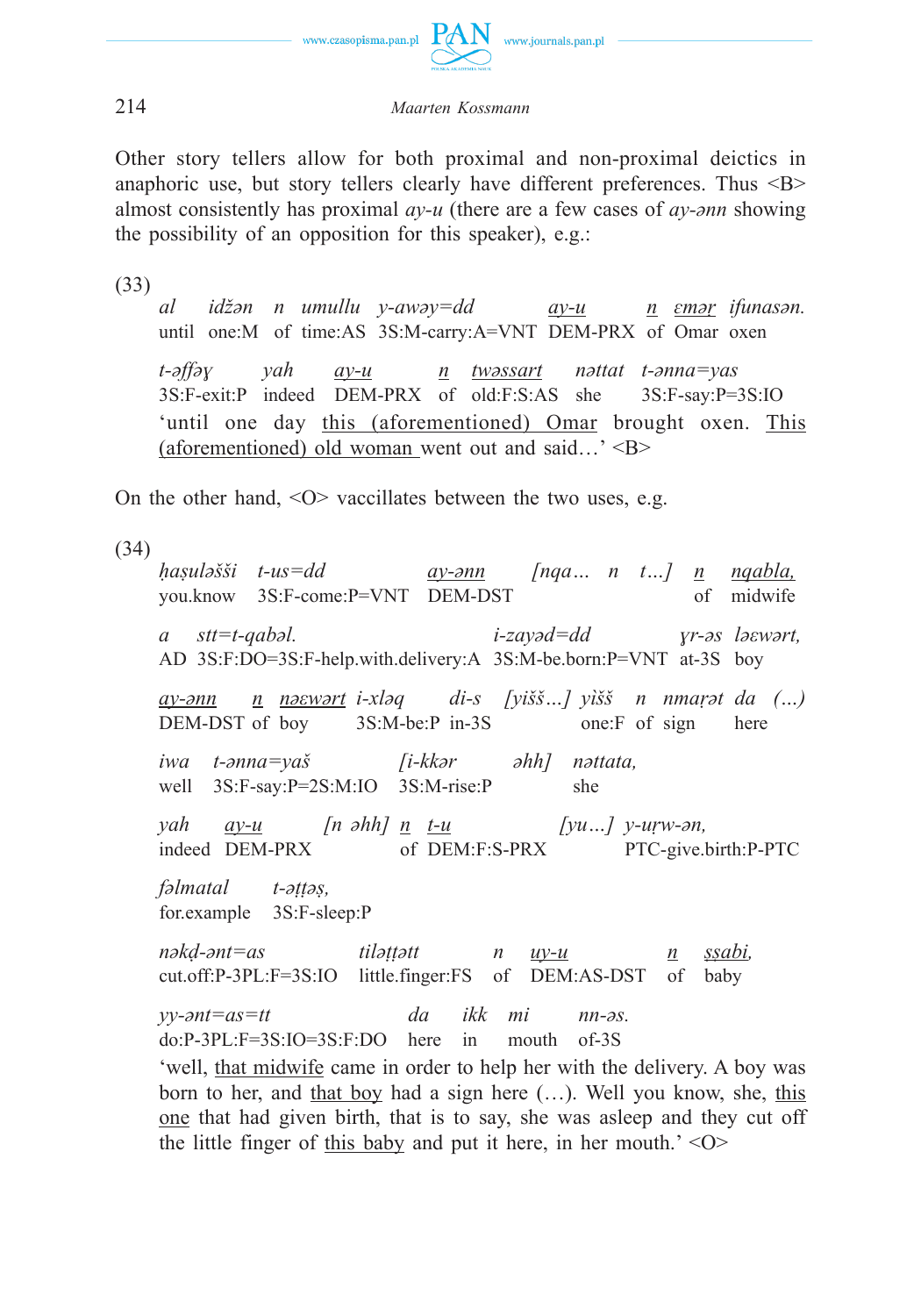Other story tellers allow for both proximal and non-proximal deictics in anaphoric use, but story tellers clearly have different preferences. Thus <B> almost consistently has proximal *ay-u* (there are a few cases of *ay-ənn* showing the possibility of an opposition for this speaker), e.g.:

(33)

| *al* | *idžən* | *n* | *umullu* | *y-awəy=dd* | *<u>ay-u</u>* | *<u>n</u>* | *<u>ɛmər</u>* | *ifunasən.* |
|---|---|---|---|---|---|---|---|---|
| until | one:M | of | time:AS | 3S:M-carry:A=VNT | DEM-PRX | of | Omar | oxen |

| *t-əffəɣ* | *yah* | *<u>ay-u</u>* | *<u>n</u>* | *<u>twəssart</u>* | *nəttat* | *t-ənna=yas* |
|---|---|---|---|---|---|---|
| 3S:F-exit:P | indeed | DEM-PRX | of | old:F:S:AS | she | 3S:F-say:P=3S:IO |

'until one day <u>this (aforementioned) Omar</u> brought oxen. <u>This (aforementioned) old woman</u> went out and said…' <B>

On the other hand, <O> vaccillates between the two uses, e.g.

(34)

| *ḥaṣuləšši* | *t-us=dd* | *<u>ay-ənn</u>* | *[nqa…* | *n* | *t…]* | *<u>n</u>* | *<u>nqabla,</u>* |
|---|---|---|---|---|---|---|---|
| you.know | 3S:F-come:P=VNT | DEM-DST | | | | of | midwife |

| *a* | *stt=t-qabəl.* | *i-zayəd=dd* | *ɣr-əs* | *ləɛwərt,* |
|---|---|---|---|---|
| AD | 3S:F:DO=3S:F-help.with.delivery:A | 3S:M-be.born:P=VNT | at-3S | boy |

| *<u>ay-ənn</u>* | *<u>n</u>* | *<u>nəɛwərt</u>* | *i-xləq* | *di-s* | *[yišš…]* | *yišš* | *n* | *nmaṛət* | *da* | *(…)* |
|---|---|---|---|---|---|---|---|---|---|---|
| DEM-DST | of | boy | 3S:M-be:P | in-3S | | one:F | of | sign | here | |

| *iwa* | *t-ənna=yaš* | *[i-kkər* | *əhh]* | *nəttata,* |
|---|---|---|---|---|
| well | 3S:F-say:P=2S:M:IO | 3S:M-rise:P | | she |

| *yah* | *<u>ay-u</u>* | *[n əhh]* | *<u>n</u>* | *<u>t-u</u>* | *[yu…]* | *y-uṛw-ən,* |
|---|---|---|---|---|---|---|
| indeed | DEM-PRX | | of | DEM:F:S-PRX | | PTC-give.birth:P-PTC |

| *fəlmatal* | *t-əṭṭəṣ,* |
|---|---|
| for.example | 3S:F-sleep:P |

| *nəkḍ-ənt=as* | *tiləṭṭətt* | *n* | *<u>uy-u</u>* | *<u>n</u>* | *<u>ṣṣabi,</u>* |
|---|---|---|---|---|---|
| cut.off:P-3PL:F=3S:IO | little.finger:FS | of | DEM:AS-DST | of | baby |

| *yy-ənt=as=tt* | *da* | *ikk* | *mi* | *nn-əs.* |
|---|---|---|---|---|
| do:P-3PL:F=3S:IO=3S:F:DO | here | in | mouth | of-3S |

'well, <u>that midwife</u> came in order to help her with the delivery. A boy was born to her, and <u>that boy</u> had a sign here (…). Well you know, she, <u>this one</u> that had given birth, that is to say, she was asleep and they cut off the little finger of <u>this baby</u> and put it here, in her mouth.' <O>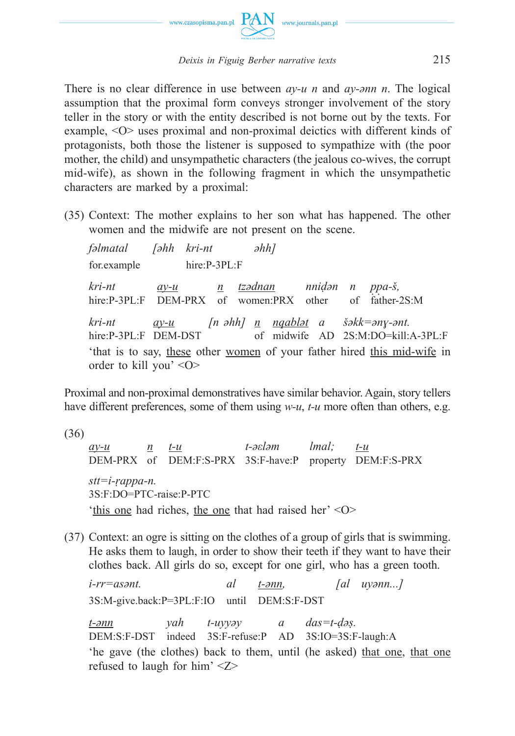There is no clear difference in use between *ay-u n* and *ay-ənn n*. The logical assumption that the proximal form conveys stronger involvement of the story teller in the story or with the entity described is not borne out by the texts. For example, <O> uses proximal and non-proximal deictics with different kinds of protagonists, both those the listener is supposed to sympathize with (the poor mother, the child) and unsympathetic characters (the jealous co-wives, the corrupt mid-wife), as shown in the following fragment in which the unsympathetic characters are marked by a proximal:

(35) Context: The mother explains to her son what has happened. The other women and the midwife are not present on the scene.

| *fəlmatal* | *[əhh* | *kri-nt* | *əhh]* |
|---|---|---|---|
| for.example | | hire:P-3PL:F | |

| *kri-nt* | *ay-u* | *n* | *tzədnan* | *nniḍən* | *n* | *ppa-š,* |
|---|---|---|---|---|---|---|
| hire:P-3PL:F | DEM-PRX | of | women:PRX | other | of | father-2S:M |

| *kri-nt* | *ay-u* | *[n əhh]* | *n* | *nqablət* | *a* | *šəkk=əny-ənt.* |
|---|---|---|---|---|---|---|
| hire:P-3PL:F | DEM-DST | | of | midwife | AD | 2S:M:DO=kill:A-3PL:F |

'that is to say, these other women of your father hired this mid-wife in order to kill you' <O>

Proximal and non-proximal demonstratives have similar behavior. Again, story tellers have different preferences, some of them using *w-u*, *t-u* more often than others, e.g.

(36)

| *ay-u* | *n* | *t-u* | *t-əɛləm* | *lmal;* | *t-u* |
|---|---|---|---|---|---|
| DEM-PRX | of | DEM:F:S-PRX | 3S:F-have:P | property | DEM:F:S-PRX |

*stt=i-ṛappa-n.*
3S:F:DO=PTC-raise:P-PTC

'this one had riches, the one that had raised her' <O>

(37) Context: an ogre is sitting on the clothes of a group of girls that is swimming. He asks them to laugh, in order to show their teeth if they want to have their clothes back. All girls do so, except for one girl, who has a green tooth.

| *i-rr=asənt.* | *al* | *t-ənn,* | *[al uyənn...]* |
|---|---|---|---|
| 3S:M-give.back:P=3PL:F:IO | until | DEM:S:F-DST | |

| *t-ənn* | *yah* | *t-uyyəy* | *a* | *das=t-ḍəṣ.* |
|---|---|---|---|---|
| DEM:S:F-DST | indeed | 3S:F-refuse:P | AD | 3S:IO=3S:F-laugh:A |

'he gave (the clothes) back to them, until (he asked) that one, that one refused to laugh for him' <Z>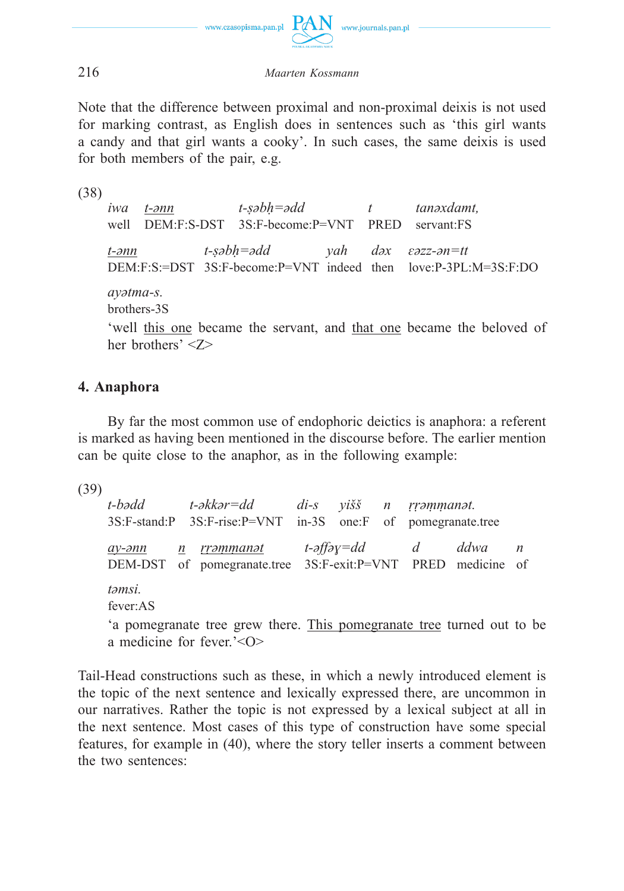Note that the difference between proximal and non-proximal deixis is not used for marking contrast, as English does in sentences such as 'this girl wants a candy and that girl wants a cooky'. In such cases, the same deixis is used for both members of the pair, e.g.

(38)

| *iwa* | *t-ənn* | *t-ṣəbḥ=ədd* | *t* | *tanəxdamt,* |
|---|---|---|---|---|
| well | DEM:F:S-DST | 3S:F-become:P=VNT | PRED | servant:FS |

| *t-ənn* | *t-ṣəbḥ=ədd* | *yah* | *dəx* | *ɛəzz-ən=tt* |
|---|---|---|---|---|
| DEM:F:S:=DST | 3S:F-become:P=VNT | indeed | then | love:P-3PL:M=3S:F:DO |

*ayətma-s.*
brothers-3S

'well this one became the servant, and that one became the beloved of her brothers' <Z>

## 4. Anaphora

By far the most common use of endophoric deictics is anaphora: a referent is marked as having been mentioned in the discourse before. The earlier mention can be quite close to the anaphor, as in the following example:

(39)

| *t-bədd* | *t-əkkər=dd* | *di-s* | *yišš* | *n* | *ṛṛəṃṃanət.* |
|---|---|---|---|---|---|
| 3S:F-stand:P | 3S:F-rise:P=VNT | in-3S | one:F | of | pomegranate.tree |

| *ay-ənn* | *n* | *ṛṛəṃṃanət* | *t-əffəɣ=dd* | *d* | *ddwa* | *n* |
|---|---|---|---|---|---|---|
| DEM-DST | of | pomegranate.tree | 3S:F-exit:P=VNT | PRED | medicine | of |

*təmsi.*
fever:AS

'a pomegranate tree grew there. This pomegranate tree turned out to be a medicine for fever.'<O>

Tail-Head constructions such as these, in which a newly introduced element is the topic of the next sentence and lexically expressed there, are uncommon in our narratives. Rather the topic is not expressed by a lexical subject at all in the next sentence. Most cases of this type of construction have some special features, for example in (40), where the story teller inserts a comment between the two sentences: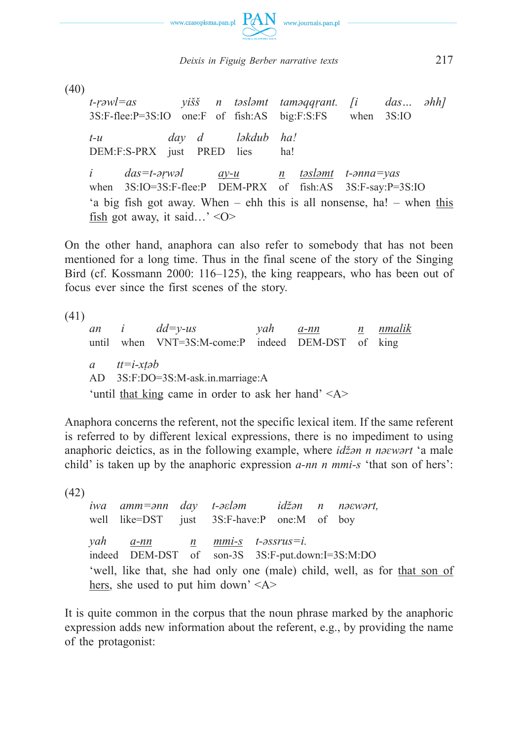(40)

| *t-ṛəwl=as* | *yišš* | *n* | *təsləmt* | *taməqqṛant.* | *[i* | *das…* | *əhh]* |
|---|---|---|---|---|---|---|---|
| 3S:F-flee:P=3S:IO | one:F | of | fish:AS | big:F:S:FS | when | 3S:IO | |

| *t-u* | *day* | *d* | *ləkdub* | *ha!* |
|---|---|---|---|---|
| DEM:F:S-PRX | just | PRED | lies | ha! |

| *i* | *das=t-əṛwəl* | *ay-u* | *n* | *təsləmt* | *t-ənna=yas* |
|---|---|---|---|---|---|
| when | 3S:IO=3S:F-flee:P | DEM-PRX | of | fish:AS | 3S:F-say:P=3S:IO |

'a big fish got away. When – ehh this is all nonsense, ha! – when this fish got away, it said…' <O>

On the other hand, anaphora can also refer to somebody that has not been mentioned for a long time. Thus in the final scene of the story of the Singing Bird (cf. Kossmann 2000: 116–125), the king reappears, who has been out of focus ever since the first scenes of the story.

(41)

| *an* | *i* | *dd=y-us* | *yah* | *a-nn* | *n* | *nmalik* |
|---|---|---|---|---|---|---|
| until | when | VNT=3S:M-come:P | indeed | DEM-DST | of | king |

| *a* | *tt=i-xṭəb* |
|---|---|
| AD | 3S:F:DO=3S:M-ask.in.marriage:A |

'until that king came in order to ask her hand' <A>

Anaphora concerns the referent, not the specific lexical item. If the same referent is referred to by different lexical expressions, there is no impediment to using anaphoric deictics, as in the following example, where *idžən n nəɛwərt* 'a male child' is taken up by the anaphoric expression *a-nn n mmi-s* 'that son of hers':

(42)

| *iwa* | *amm=ənn* | *day* | *t-əɛləm* | *idžən* | *n* | *nəɛwərt,* |
|---|---|---|---|---|---|---|
| well | like=DST | just | 3S:F-have:P | one:M | of | boy |

| *yah* | *a-nn* | *n* | *mmi-s* | *t-əssrus=i.* |
|---|---|---|---|---|
| indeed | DEM-DST | of | son-3S | 3S:F-put.down:I=3S:M:DO |

'well, like that, she had only one (male) child, well, as for that son of hers, she used to put him down' <A>

It is quite common in the corpus that the noun phrase marked by the anaphoric expression adds new information about the referent, e.g., by providing the name of the protagonist: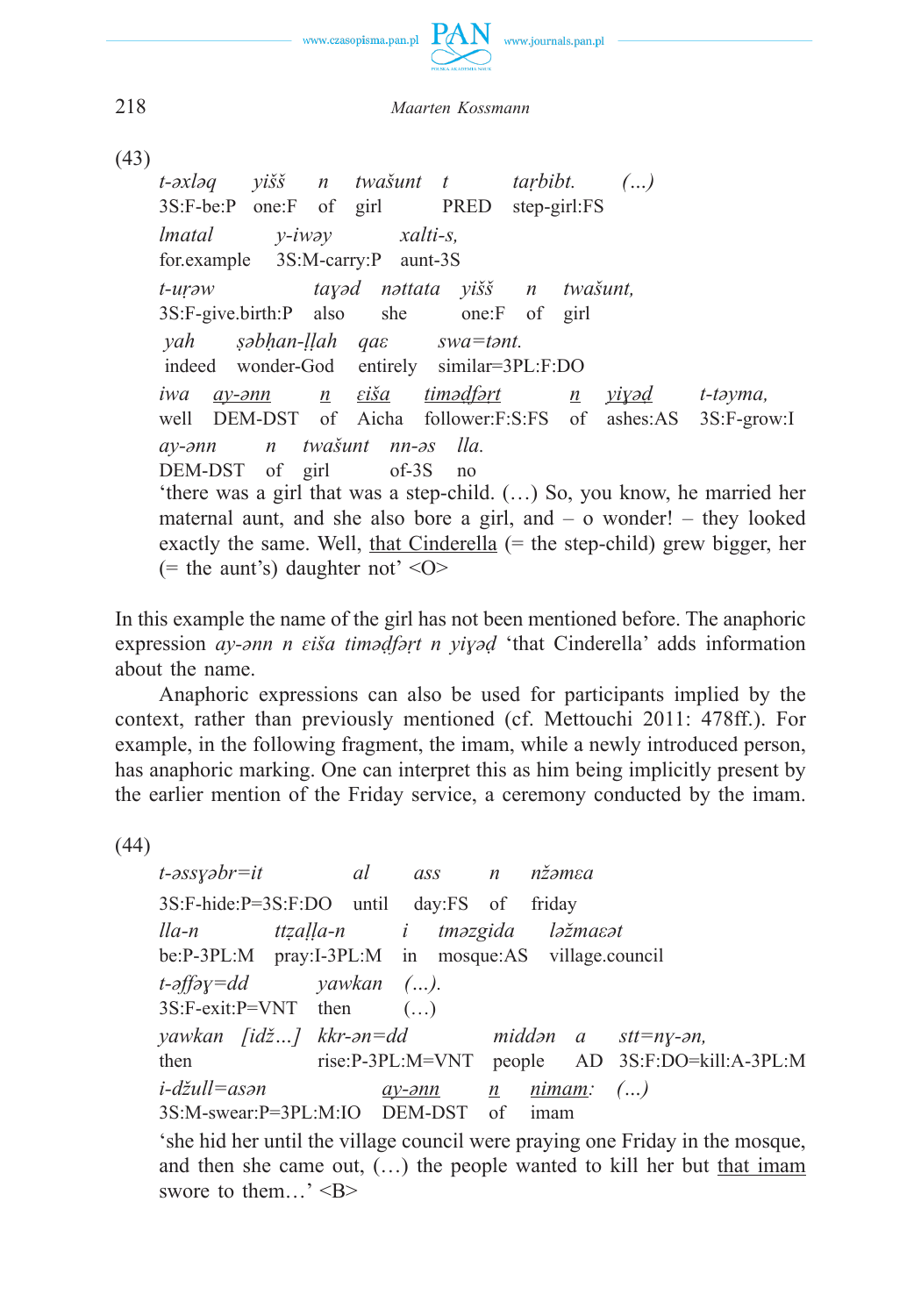(43)

| *t-əxləq* | *yišš* | *n* | *twašunt* | *t* | *taṛbibt.* | *(…)* |
|---|---|---|---|---|---|---|
| 3S:F-be:P | one:F | of | girl | PRED | step-girl:FS | |

| *lmatal* | *y-iwəy* | *xalti-s,* |
|---|---|---|
| for.example | 3S:M-carry:P | aunt-3S |

| *t-uṛəw* | *taɣəḍ* | *nəttata* | *yišš* | *n* | *twašunt,* |
|---|---|---|---|---|---|
| 3S:F-give.birth:P | also | she | one:F | of | girl |

| *yah* | *ṣəbḥan-ḷḷah* | *qaɛ* | *swa=tənt.* |
|---|---|---|---|
| indeed | wonder-God | entirely | similar=3PL:F:DO |

| *iwa* | *ay-ənn* | *n* | *ɛiša* | *timədfərt* | *n* | *yiɣəḍ* | *t-təyma,* |
|---|---|---|---|---|---|---|---|
| well | DEM-DST | of | Aicha | follower:F:S:FS | of | ashes:AS | 3S:F-grow:I |

| *ay-ənn* | *n* | *twašunt* | *nn-əs* | *lla.* |
|---|---|---|---|---|
| DEM-DST | of | girl | of-3S | no |

'there was a girl that was a step-child. (…) So, you know, he married her maternal aunt, and she also bore a girl, and – o wonder! – they looked exactly the same. Well, that Cinderella (= the step-child) grew bigger, her (= the aunt's) daughter not' <O>

In this example the name of the girl has not been mentioned before. The anaphoric expression *ay-ənn n ɛiša timədfəṛt n yiɣəḍ* 'that Cinderella' adds information about the name.

Anaphoric expressions can also be used for participants implied by the context, rather than previously mentioned (cf. Mettouchi 2011: 478ff.). For example, in the following fragment, the imam, while a newly introduced person, has anaphoric marking. One can interpret this as him being implicitly present by the earlier mention of the Friday service, a ceremony conducted by the imam.

(44)

| *t-əssɣəbr=it* | *al* | *ass* | *n* | *nžəmɛa* |
|---|---|---|---|---|
| 3S:F-hide:P=3S:F:DO | until | day:FS | of | friday |

| *lla-n* | *ttẓaḷḷa-n* | *i* | *tməzgida* | *ləžmaɛət* |
|---|---|---|---|---|
| be:P-3PL:M | pray:I-3PL:M | in | mosque:AS | village.council |

| *t-əffəɣ=dd* | *yawkan* | *(…).* |
|---|---|---|
| 3S:F-exit:P=VNT | then | (…) |

| *yawkan* | *[idž…]* | *kkr-ən=dd* | *middən* | *a* | *stt=nɣ-ən,* |
|---|---|---|---|---|---|
| then | | rise:P-3PL:M=VNT | people | AD | 3S:F:DO=kill:A-3PL:M |

| *i-džull=asən* | *ay-ənn* | *n* | *nimam:* | *(…)* |
|---|---|---|---|---|
| 3S:M-swear:P=3PL:M:IO | DEM-DST | of | imam | |

'she hid her until the village council were praying one Friday in the mosque, and then she came out, (…) the people wanted to kill her but that imam swore to them…' <B>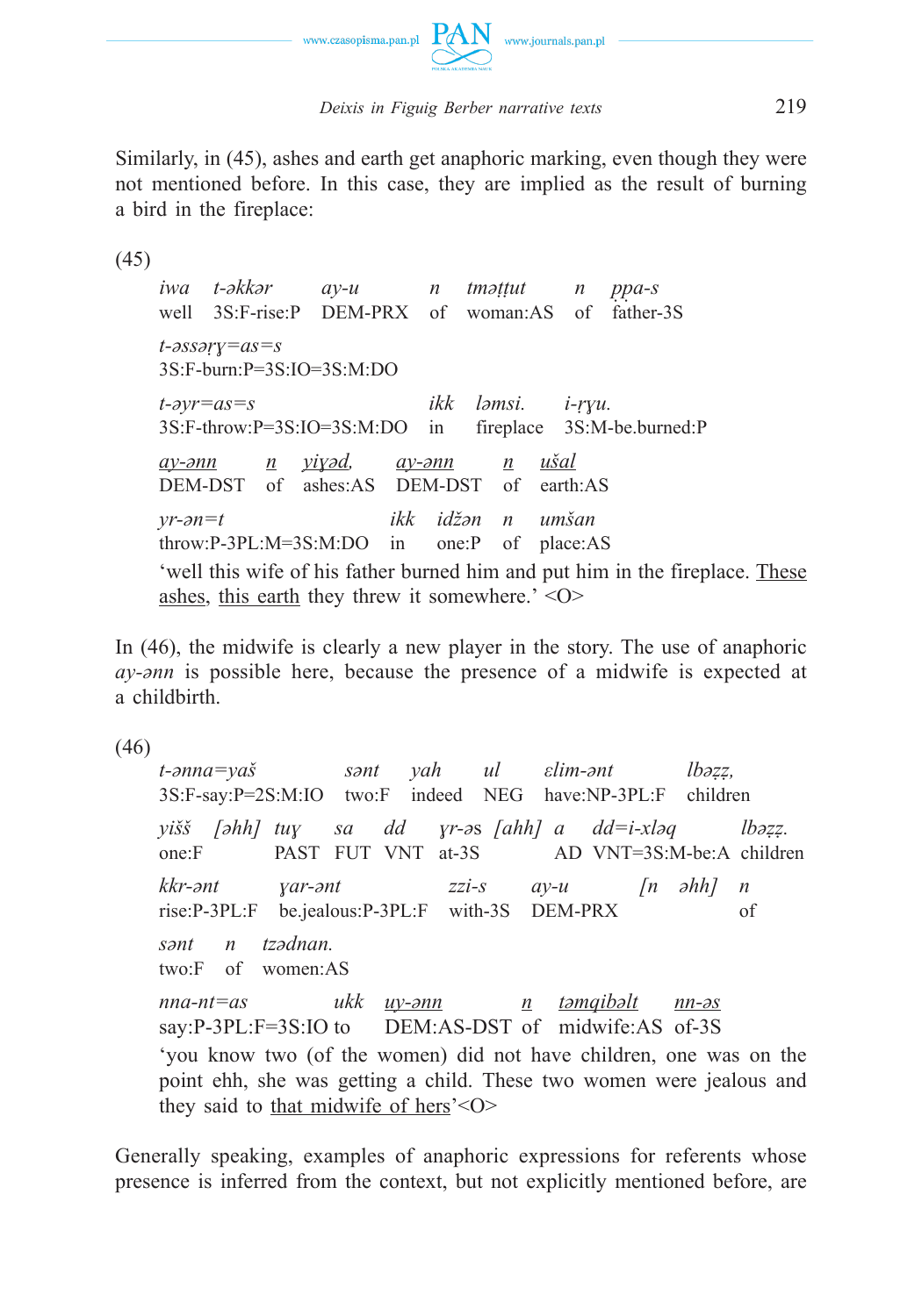Similarly, in (45), ashes and earth get anaphoric marking, even though they were not mentioned before. In this case, they are implied as the result of burning a bird in the fireplace:

(45)

| *iwa* | *t-əkkər* | *ay-u* | *n* | *tmaṭṭut* | *n* | *ṗpa-s* |
|---|---|---|---|---|---|---|
| well | 3S:F-rise:P | DEM-PRX | of | woman:AS | of | father-3S |

| *t-əssəṛɣ=as=s* |
|---|
| 3S:F-burn:P=3S:IO=3S:M:DO |

| *t-əɣr=as=s* | *ikk* | *ləmsi.* | *i-ṛɣu.* |
|---|---|---|---|
| 3S:F-throw:P=3S:IO=3S:M:DO | in | fireplace | 3S:M-be.burned:P |

| <u>*ay-ənn*</u> | <u>*n*</u> | <u>*yiɣəd,*</u> | <u>*ay-ənn*</u> | <u>*n*</u> | <u>*ušal*</u> |
|---|---|---|---|---|---|
| DEM-DST | of | ashes:AS | DEM-DST | of | earth:AS |

| *ɣr-ən=t* | *ikk* | *idžən* | *n* | *umšan* |
|---|---|---|---|---|
| throw:P-3PL:M=3S:M:DO | in | one:P | of | place:AS |

'well this wife of his father burned him and put him in the fireplace. <u>These ashes</u>, <u>this earth</u> they threw it somewhere.' <O>

In (46), the midwife is clearly a new player in the story. The use of anaphoric *ay-ənn* is possible here, because the presence of a midwife is expected at a childbirth.

(46)

| *t-ənna=yaš* | *sənt* | *yah* | *ul* | *ɛlim-ənt* | *lbəẓẓ,* |
|---|---|---|---|---|---|
| 3S:F-say:P=2S:M:IO | two:F | indeed | NEG | have:NP-3PL:F | children |

| *yišš* | *[əhh]* | *tuɣ* | *sa* | *dd* | *ɣr-əs* | *[ahh]* | *a* | *dd=i-xləq* | *lbəẓẓ.* |
|---|---|---|---|---|---|---|---|---|---|
| one:F | | PAST | FUT | VNT | at-3S | | AD | VNT=3S:M-be:A | children |

| *kkr-ənt* | *ɣar-ənt* | *zzi-s* | *ay-u* | *[n* | *əhh]* | *n* |
|---|---|---|---|---|---|---|
| rise:P-3PL:F | be.jealous:P-3PL:F | with-3S | DEM-PRX | | | of |

| *sənt* | *n* | *tzədnan.* |
|---|---|---|
| two:F | of | women:AS |

| *nna-nt=as* | *ukk* | <u>*uy-ənn*</u> | <u>*n*</u> | <u>*təmqibəlt*</u> | <u>*nn-əs*</u> |
|---|---|---|---|---|---|
| say:P-3PL:F=3S:IO | to | DEM:AS-DST | of | midwife:AS | of-3S |

'you know two (of the women) did not have children, one was on the point ehh, she was getting a child. These two women were jealous and they said to <u>that midwife of hers</u>'<O>

Generally speaking, examples of anaphoric expressions for referents whose presence is inferred from the context, but not explicitly mentioned before, are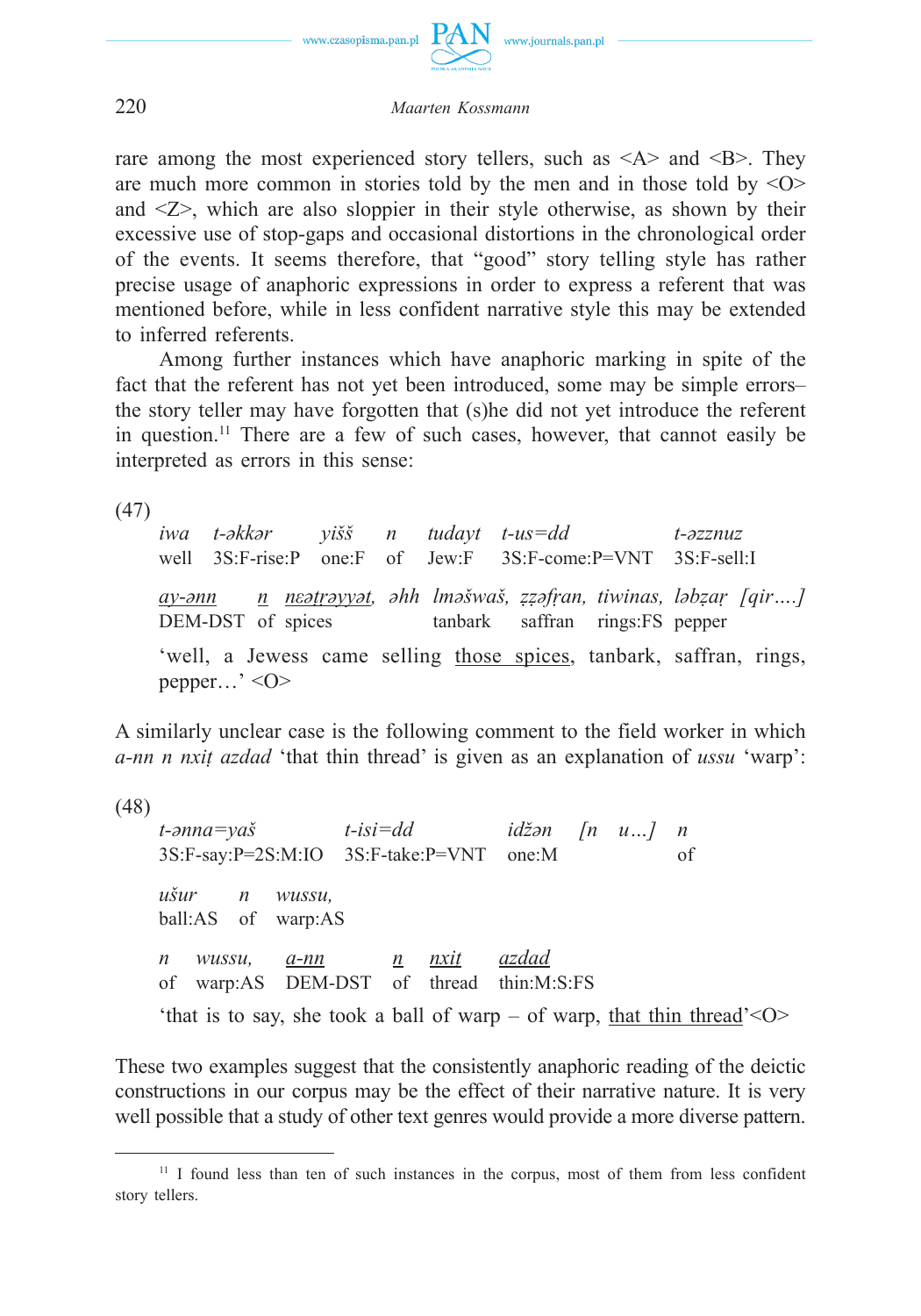rare among the most experienced story tellers, such as <A> and <B>. They are much more common in stories told by the men and in those told by <O> and <Z>, which are also sloppier in their style otherwise, as shown by their excessive use of stop-gaps and occasional distortions in the chronological order of the events. It seems therefore, that "good" story telling style has rather precise usage of anaphoric expressions in order to express a referent that was mentioned before, while in less confident narrative style this may be extended to inferred referents.

Among further instances which have anaphoric marking in spite of the fact that the referent has not yet been introduced, some may be simple errors– the story teller may have forgotten that (s)he did not yet introduce the referent in question.[11] There are a few of such cases, however, that cannot easily be interpreted as errors in this sense:

(47)

| *iwa* | *t-əkkər* | *yišš* | *n* | *tudayt* | *t-us=dd* | *t-əzznuz* |
|---|---|---|---|---|---|---|
| well | 3S:F-rise:P | one:F | of | Jew:F | 3S:F-come:P=VNT | 3S:F-sell:I |

| *<u>ay-ənn</u>* | *<u>n</u>* | *<u>nεəṭṛəyyət</u>,* | *əhh* | *lməšwaš,* | *ẓẓəfṛan,* | *tiwinas,* | *ləbẓaṛ* | *[qir….]* |
|---|---|---|---|---|---|---|---|---|
| DEM-DST | of | spices | | tanbark | saffran | rings:FS | pepper | |

'well, a Jewess came selling <u>those spices</u>, tanbark, saffran, rings, pepper…' <O>

A similarly unclear case is the following comment to the field worker in which *a-nn n nxiṭ azdad* 'that thin thread' is given as an explanation of *ussu* 'warp':

(48)

| *t-ənna=yaš* | *t-isi=dd* | *idžən* | *[n u…]* | *n* |
|---|---|---|---|---|
| 3S:F-say:P=2S:M:IO | 3S:F-take:P=VNT | one:M | | of |

| *ušur* | *n* | *wussu,* |
|---|---|---|
| ball:AS | of | warp:AS |

| *n* | *wussu,* | *<u>a-nn</u>* | *<u>n</u>* | *<u>nxiṭ</u>* | *<u>azdad</u>* |
|---|---|---|---|---|---|
| of | warp:AS | DEM-DST | of | thread | thin:M:S:FS |

'that is to say, she took a ball of warp – of warp, <u>that thin thread</u>'<O>

These two examples suggest that the consistently anaphoric reading of the deictic constructions in our corpus may be the effect of their narrative nature. It is very well possible that a study of other text genres would provide a more diverse pattern.

[11] I found less than ten of such instances in the corpus, most of them from less confident story tellers.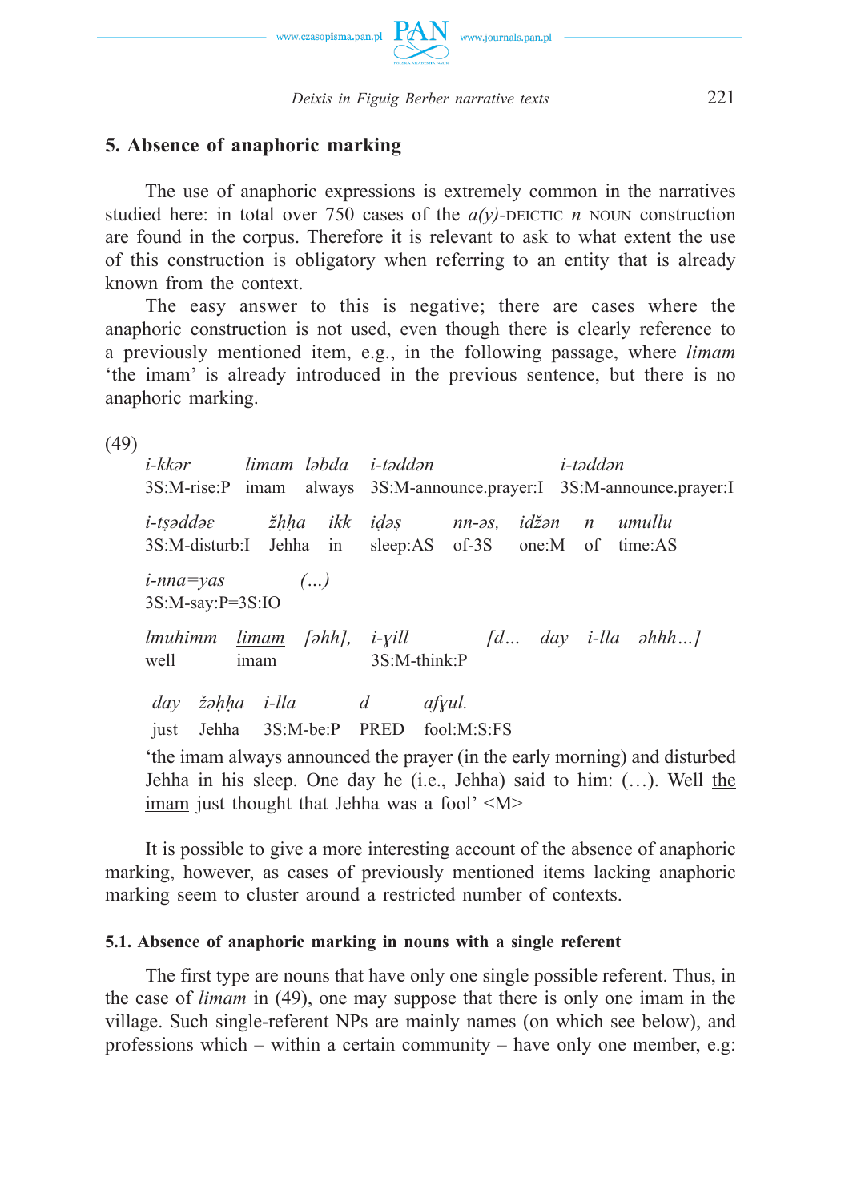## 5. Absence of anaphoric marking

The use of anaphoric expressions is extremely common in the narratives studied here: in total over 750 cases of the *a(y)*-DEICTIC *n* NOUN construction are found in the corpus. Therefore it is relevant to ask to what extent the use of this construction is obligatory when referring to an entity that is already known from the context.

The easy answer to this is negative; there are cases where the anaphoric construction is not used, even though there is clearly reference to a previously mentioned item, e.g., in the following passage, where *limam* 'the imam' is already introduced in the previous sentence, but there is no anaphoric marking.

(49)

| *i-kkər* | *limam* | *ləbda* | *i-təddən* | *i-təddən* |
|---|---|---|---|---|
| 3S:M-rise:P | imam | always | 3S:M-announce.prayer:I | 3S:M-announce.prayer:I |

| *i-tṣəddəɛ* | *žḥḥa* | *ikk* | *iḍəṣ* | *nn-əs,* | *idžən* | *n* | *umullu* |
|---|---|---|---|---|---|---|---|
| 3S:M-disturb:I | Jehha | in | sleep:AS | of-3S | one:M | of | time:AS |

| *i-nna=yas* | *(…)* |
|---|---|
| 3S:M-say:P=3S:IO | |

| *lmuhimm* | <u>*limam*</u> | *[əhh],* | *i-ɣill* | *[d…* | *day* | *i-lla* | *əhhh…]* |
|---|---|---|---|---|---|---|---|
| well | imam | | 3S:M-think:P | | | | |

| *day* | *žəḥḥa* | *i-lla* | *d* | *afɣul.* |
|---|---|---|---|---|
| just | Jehha | 3S:M-be:P | PRED | fool:M:S:FS |

'the imam always announced the prayer (in the early morning) and disturbed Jehha in his sleep. One day he (i.e., Jehha) said to him: (…). Well <u>the imam</u> just thought that Jehha was a fool' <M>

It is possible to give a more interesting account of the absence of anaphoric marking, however, as cases of previously mentioned items lacking anaphoric marking seem to cluster around a restricted number of contexts.

### 5.1. Absence of anaphoric marking in nouns with a single referent

The first type are nouns that have only one single possible referent. Thus, in the case of *limam* in (49), one may suppose that there is only one imam in the village. Such single-referent NPs are mainly names (on which see below), and professions which – within a certain community – have only one member, e.g: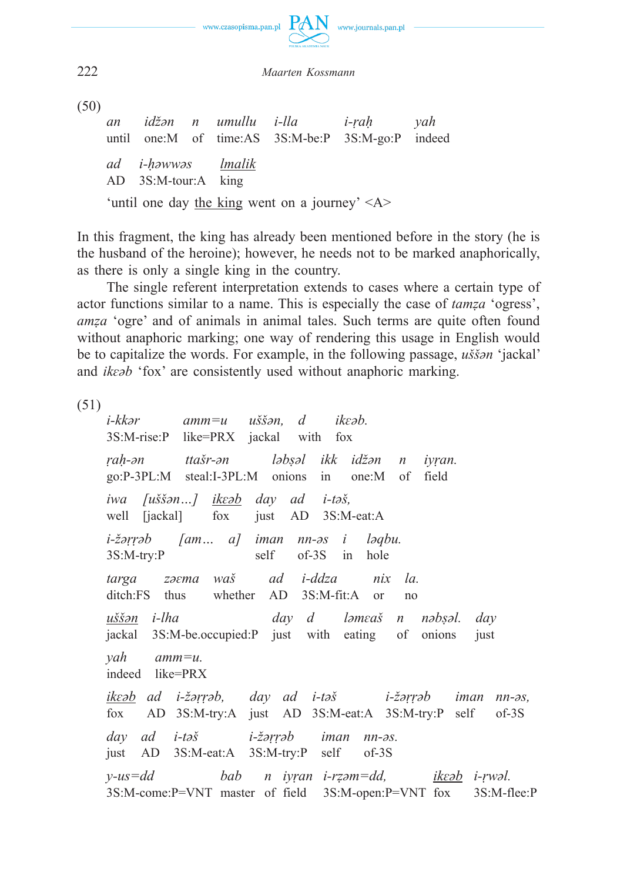(50)

| *an* | *idžən* | *n* | *umullu* | *i-lla* | *i-ṛaḥ* | *yah* |
|---|---|---|---|---|---|---|
| until | one:M | of | time:AS | 3S:M-be:P | 3S:M-go:P | indeed |

| *ad* | *i-ḥəwwəs* | *lmalik* |
|---|---|---|
| AD | 3S:M-tour:A | king |

'until one day the king went on a journey' <A>

In this fragment, the king has already been mentioned before in the story (he is the husband of the heroine); however, he needs not to be marked anaphorically, as there is only a single king in the country.

The single referent interpretation extends to cases where a certain type of actor functions similar to a name. This is especially the case of *tamẓa* 'ogress', *amẓa* 'ogre' and of animals in animal tales. Such terms are quite often found without anaphoric marking; one way of rendering this usage in English would be to capitalize the words. For example, in the following passage, *uššən* 'jackal' and *ikεəb* 'fox' are consistently used without anaphoric marking.

(51)

| *i-kkər* | *amm=u* | *uššən,* | *d* | *ikεəb.* |
|---|---|---|---|---|
| 3S:M-rise:P | like=PRX | jackal | with | fox |

| *ṛaḥ-ən* | *ttašr-ən* | *ləbṣəl* | *ikk* | *idžən* | *n* | *iγṛan.* |
|---|---|---|---|---|---|---|
| go:P-3PL:M | steal:I-3PL:M | onions | in | one:M | of | field |

| *iwa* | *[uššən…]* | *ikεəb* | *day* | *ad* | *i-təš,* |
|---|---|---|---|---|---|
| well | [jackal] | fox | just | AD | 3S:M-eat:A |

| *i-žəṛṛəb* | *[am… a]* | *iman* | *nn-əs* | *i* | *ləqbu.* |
|---|---|---|---|---|---|
| 3S:M-try:P | | self | of-3S | in | hole |

| *targa* | *zəεma* | *waš* | *ad* | *i-ddza* | *nix* | *la.* |
|---|---|---|---|---|---|---|
| ditch:FS | thus | whether | AD | 3S:M-fit:A | or | no |

| *uššən* | *i-lha* | *day* | *d* | *ləmεaš* | *n* | *nəbṣəl.* | *day* |
|---|---|---|---|---|---|---|---|
| jackal | 3S:M-be.occupied:P | just | with | eating | of | onions | just |

| *yah* | *amm=u.* |
|---|---|
| indeed | like=PRX |

| *ikεəb* | *ad* | *i-žəṛṛəb,* | *day* | *ad* | *i-təš* | *i-žəṛṛəb* | *iman* | *nn-əs,* |
|---|---|---|---|---|---|---|---|---|
| fox | AD | 3S:M-try:A | just | AD | 3S:M-eat:A | 3S:M-try:P | self | of-3S |

| *day* | *ad* | *i-təš* | *i-žəṛṛəb* | *iman* | *nn-əs.* |
|---|---|---|---|---|---|
| just | AD | 3S:M-eat:A | 3S:M-try:P | self | of-3S |

| *y-us=dd* | *bab* | *n* | *iγṛan* | *i-ṛzəm=dd,* | *ikεəb* | *i-ṛwəl.* |
|---|---|---|---|---|---|---|
| 3S:M-come:P=VNT | master | of | field | 3S:M-open:P=VNT | fox | 3S:M-flee:P |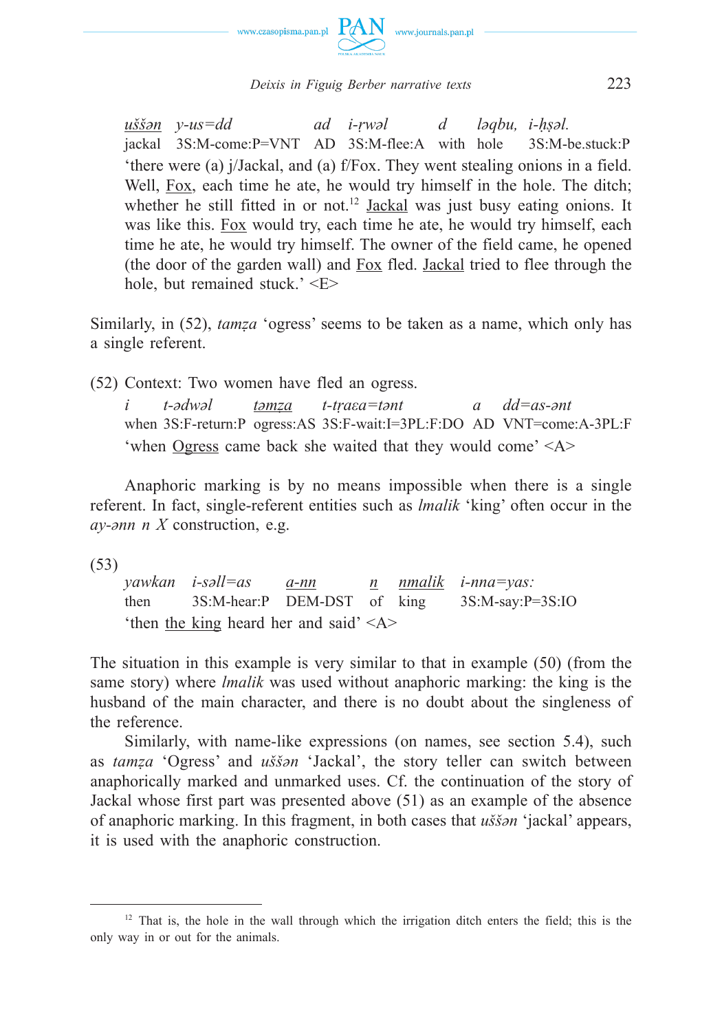| *uššən* | *y-us=dd* | *ad* | *i-ṛwəl* | *d* | *ləqbu,* | *i-ḥṣəl.* |
|---|---|---|---|---|---|---|
| jackal | 3S:M-come:P=VNT | AD | 3S:M-flee:A | with | hole | 3S:M-be.stuck:P |

'there were (a) j/Jackal, and (a) f/Fox. They went stealing onions in a field. Well, Fox, each time he ate, he would try himself in the hole. The ditch; whether he still fitted in or not.[12] Jackal was just busy eating onions. It was like this. Fox would try, each time he ate, he would try himself, each time he ate, he would try himself. The owner of the field came, he opened (the door of the garden wall) and Fox fled. Jackal tried to flee through the hole, but remained stuck.' <E>

Similarly, in (52), *tamẓa* 'ogress' seems to be taken as a name, which only has a single referent.

(52) Context: Two women have fled an ogress.

| *i* | *t-ədwəl* | *təmẓa* | *t-ṭṛaɛa=tənt* | *a* | *dd=as-ənt* |
|---|---|---|---|---|---|
| when | 3S:F-return:P | ogress:AS | 3S:F-wait:I=3PL:F:DO | AD | VNT=come:A-3PL:F |

'when Ogress came back she waited that they would come' <A>

Anaphoric marking is by no means impossible when there is a single referent. In fact, single-referent entities such as *lmalik* 'king' often occur in the *ay-ənn n X* construction, e.g.

(53)

| *yawkan* | *i-səll=as* | *a-nn* | *n* | *nmalik* | *i-nna=yas:* |
|---|---|---|---|---|---|
| then | 3S:M-hear:P | DEM-DST | of | king | 3S:M-say:P=3S:IO |

'then the king heard her and said' <A>

The situation in this example is very similar to that in example (50) (from the same story) where *lmalik* was used without anaphoric marking: the king is the husband of the main character, and there is no doubt about the singleness of the reference.

Similarly, with name-like expressions (on names, see section 5.4), such as *tamẓa* 'Ogress' and *uššən* 'Jackal', the story teller can switch between anaphorically marked and unmarked uses. Cf. the continuation of the story of Jackal whose first part was presented above (51) as an example of the absence of anaphoric marking. In this fragment, in both cases that *uššən* 'jackal' appears, it is used with the anaphoric construction.

[12] That is, the hole in the wall through which the irrigation ditch enters the field; this is the only way in or out for the animals.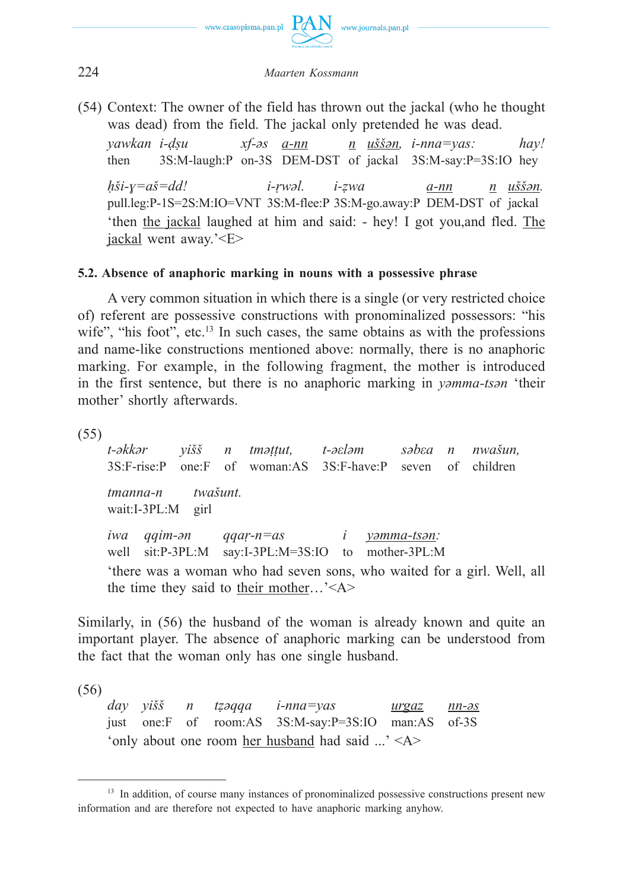(54) Context: The owner of the field has thrown out the jackal (who he thought was dead) from the field. The jackal only pretended he was dead.

*yawkan i-ḍṣu xf-əs a-nn n uššən, i-nna=yas: hay!*
then 3S:M-laugh:P on-3S DEM-DST of jackal 3S:M-say:P=3S:IO hey

*ḥši-ɣ=aš=dd! i-ṛwəl. i-ẓwa a-nn n uššən.*
pull.leg:P-1S=2S:M:IO=VNT 3S:M-flee:P 3S:M-go.away:P DEM-DST of jackal

'then the jackal laughed at him and said: - hey! I got you,and fled. The jackal went away.'<E>

### 5.2. Absence of anaphoric marking in nouns with a possessive phrase

A very common situation in which there is a single (or very restricted choice of) referent are possessive constructions with pronominalized possessors: "his wife", "his foot", etc.[13] In such cases, the same obtains as with the professions and name-like constructions mentioned above: normally, there is no anaphoric marking. For example, in the following fragment, the mother is introduced in the first sentence, but there is no anaphoric marking in *yəmma-tsən* 'their mother' shortly afterwards.

(55)

*t-əkkər yišš n tməṭṭut, t-əɛləm səbɛa n nwašun,*
3S:F-rise:P one:F of woman:AS 3S:F-have:P seven of children

*tmanna-n twašunt.*
wait:I-3PL:M girl

*iwa qqim-ən qqaṛ-n=as i yəmma-tsən:*
well sit:P-3PL:M say:I-3PL:M=3S:IO to mother-3PL:M

'there was a woman who had seven sons, who waited for a girl. Well, all the time they said to their mother…'<A>

Similarly, in (56) the husband of the woman is already known and quite an important player. The absence of anaphoric marking can be understood from the fact that the woman only has one single husband.

(56)

*day yišš n tẓəqqa i-nna=yas urgaz nn-əs*
just one:F of room:AS 3S:M-say:P=3S:IO man:AS of-3S

'only about one room her husband had said ...' <A>

---

[13] In addition, of course many instances of pronominalized possessive constructions present new information and are therefore not expected to have anaphoric marking anyhow.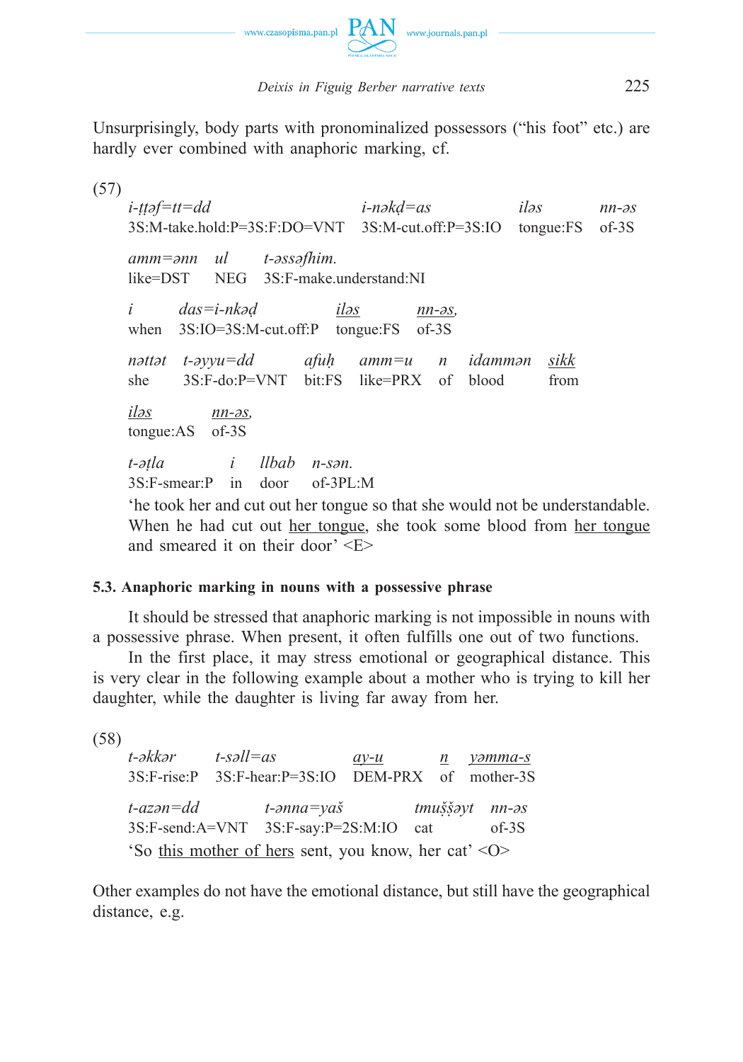Unsurprisingly, body parts with pronominalized possessors ("his foot" etc.) are hardly ever combined with anaphoric marking, cf.

(57)

| *i-ṭṭəf=tt=dd* | *i-nəkḍ=as* | *iləs* | *nn-əs* |
|---|---|---|---|
| 3S:M-take.hold:P=3S:F:DO=VNT | 3S:M-cut.off:P=3S:IO | tongue:FS | of-3S |

| *amm=ənn* | *ul* | *t-əssəfhim.* |
|---|---|---|
| like=DST | NEG | 3S:F-make.understand:NI |

| *i* | *das=i-nkəḍ* | <u>*iləs*</u> | <u>*nn-əs,*</u> |
|---|---|---|---|
| when | 3S:IO=3S:M-cut.off:P | tongue:FS | of-3S |

| *nəttət* | *t-əyyu=dd* | *afuḥ* | *amm=u* | *n* | *idammən* | <u>*sikk*</u> |
|---|---|---|---|---|---|---|
| she | 3S:F-do:P=VNT | bit:FS | like=PRX | of | blood | from |

| <u>*iləs*</u> | <u>*nn-əs,*</u> |
|---|---|
| tongue:AS | of-3S |

| *t-əṭla* | *i* | *llbab* | *n-sən.* |
|---|---|---|---|
| 3S:F-smear:P | in | door | of-3PL:M |

'he took her and cut out her tongue so that she would not be understandable. When he had cut out <u>her tongue</u>, she took some blood from <u>her tongue</u> and smeared it on their door' <E>

### 5.3. Anaphoric marking in nouns with a possessive phrase

It should be stressed that anaphoric marking is not impossible in nouns with a possessive phrase. When present, it often fulfills one out of two functions.

In the first place, it may stress emotional or geographical distance. This is very clear in the following example about a mother who is trying to kill her daughter, while the daughter is living far away from her.

(58)

| *t-əkkər* | *t-səll=as* | <u>*ay-u*</u> | <u>*n*</u> | <u>*yəmma-s*</u> |
|---|---|---|---|---|
| 3S:F-rise:P | 3S:F-hear:P=3S:IO | DEM-PRX | of | mother-3S |

| *t-azən=dd* | *t-ənna=yaš* | *tmuššəyt* | *nn-əs* |
|---|---|---|---|
| 3S:F-send:A=VNT | 3S:F-say:P=2S:M:IO | cat | of-3S |

'So <u>this mother of hers</u> sent, you know, her cat' <O>

Other examples do not have the emotional distance, but still have the geographical distance, e.g.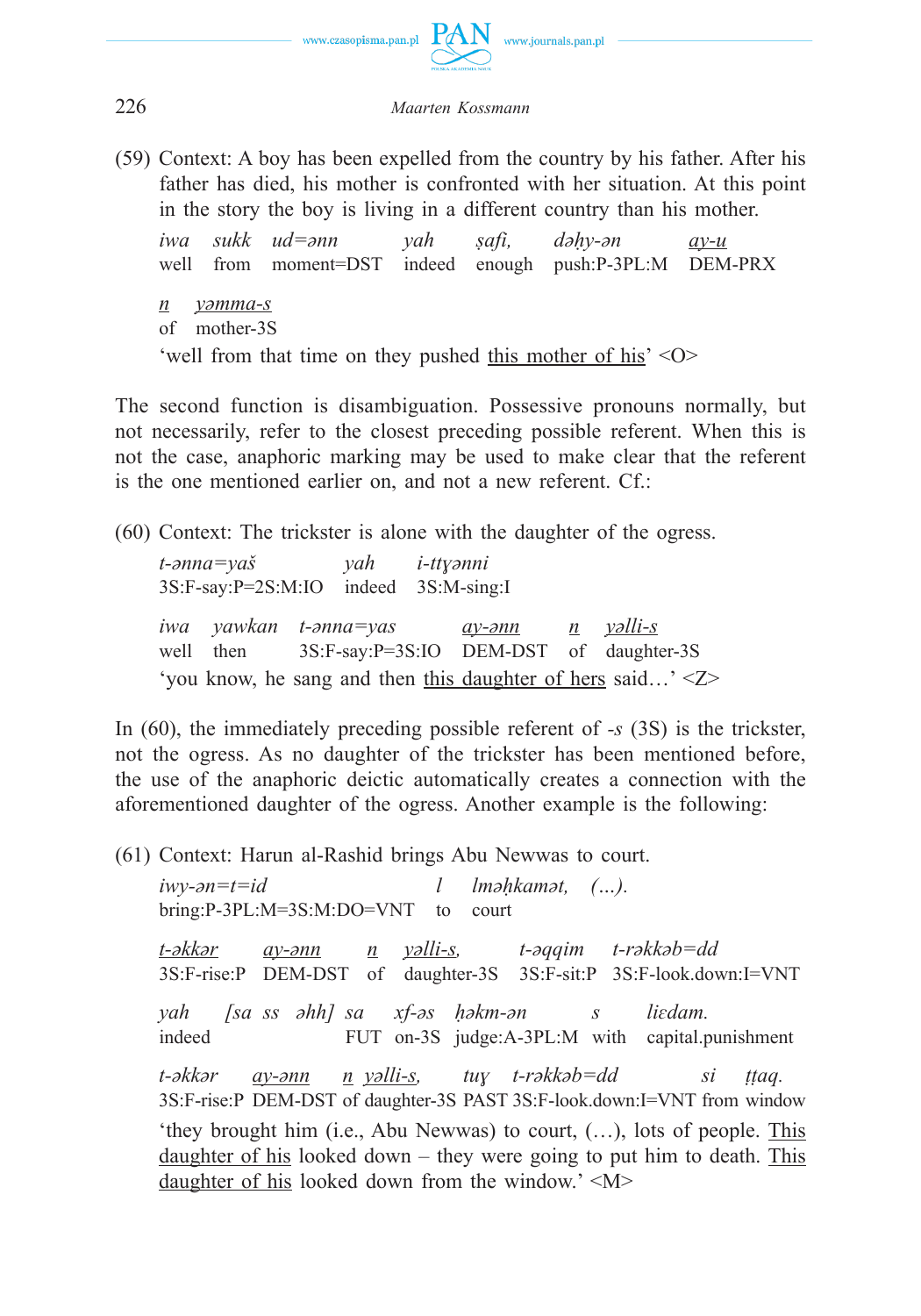(59) Context: A boy has been expelled from the country by his father. After his father has died, his mother is confronted with her situation. At this point in the story the boy is living in a different country than his mother.

| *iwa* | *sukk* | *ud=ənn* | *yah* | *ṣafi,* | *dəḥy-ən* | <u>*ay-u*</u> |
|---|---|---|---|---|---|---|
| well | from | moment=DST | indeed | enough | push:P-3PL:M | DEM-PRX |

| <u>*n*</u> | <u>*ɣəmma-s*</u> |
|---|---|
| of | mother-3S |

'well from that time on they pushed <u>this mother of his</u>' <O>

The second function is disambiguation. Possessive pronouns normally, but not necessarily, refer to the closest preceding possible referent. When this is not the case, anaphoric marking may be used to make clear that the referent is the one mentioned earlier on, and not a new referent. Cf.:

(60) Context: The trickster is alone with the daughter of the ogress.

| *t-ənna=yaš* | *yah* | *i-ttɣənni* |
|---|---|---|
| 3S:F-say:P=2S:M:IO | indeed | 3S:M-sing:I |

| *iwa* | *yawkan* | *t-ənna=yas* | <u>*ay-ənn*</u> | <u>*n*</u> | <u>*ɣəlli-s*</u> |
|---|---|---|---|---|---|
| well | then | 3S:F-say:P=3S:IO | DEM-DST | of | daughter-3S |

'you know, he sang and then <u>this daughter of hers</u> said…' <Z>

In (60), the immediately preceding possible referent of *-s* (3S) is the trickster, not the ogress. As no daughter of the trickster has been mentioned before, the use of the anaphoric deictic automatically creates a connection with the aforementioned daughter of the ogress. Another example is the following:

(61) Context: Harun al-Rashid brings Abu Newwas to court.

| *iwy-ən=t=id* | *l* | *lməḥkamət,* | *(…).* |
|---|---|---|---|
| bring:P-3PL:M=3S:M:DO=VNT | to | court | |

| <u>*t-əkkər*</u> | <u>*ay-ənn*</u> | <u>*n*</u> | <u>*ɣəlli-s,*</u> | *t-əqqim* | *t-rəkkəb=dd* |
|---|---|---|---|---|---|
| 3S:F-rise:P | DEM-DST | of | daughter-3S | 3S:F-sit:P | 3S:F-look.down:I=VNT |

| *yah* | *[sa ss əhh]* | *sa* | *xf-əs* | *ḥəkm-ən* | *s* | *liɛdam.* |
|---|---|---|---|---|---|---|
| indeed | | FUT | on-3S | judge:A-3PL:M | with | capital.punishment |

| <u>*t-əkkər*</u> | <u>*ay-ənn*</u> | <u>*n*</u> | <u>*ɣəlli-s,*</u> | *tuɣ* | *t-rəkkəb=dd* | *si* | *ṭṭaq.* |
|---|---|---|---|---|---|---|---|
| 3S:F-rise:P | DEM-DST | of | daughter-3S | PAST | 3S:F-look.down:I=VNT | from | window |

'they brought him (i.e., Abu Newwas) to court, (…), lots of people. <u>This daughter of his</u> looked down – they were going to put him to death. <u>This daughter of his</u> looked down from the window.' <M>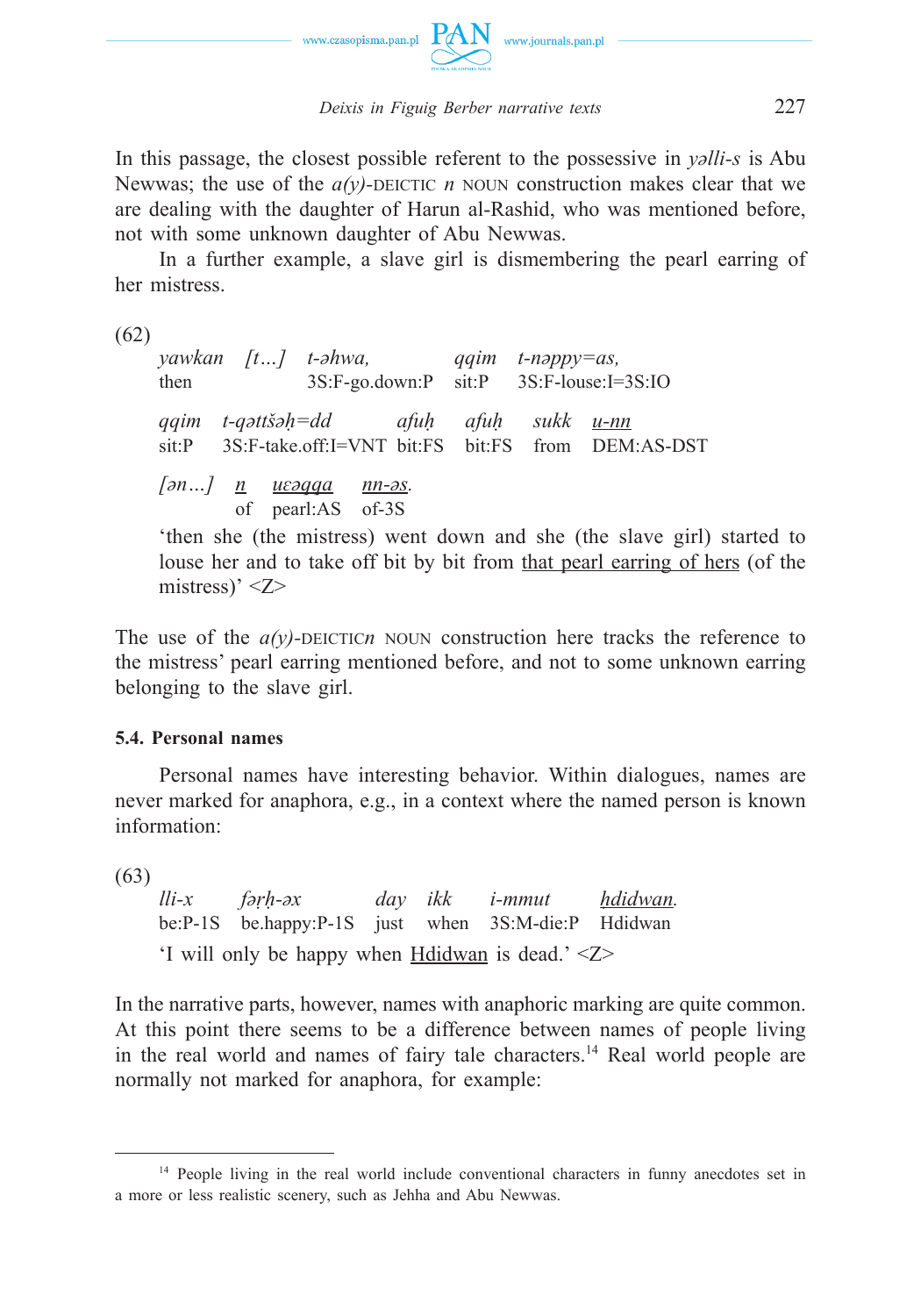In this passage, the closest possible referent to the possessive in *yəlli-s* is Abu Newwas; the use of the *a(y)*-DEICTIC *n* NOUN construction makes clear that we are dealing with the daughter of Harun al-Rashid, who was mentioned before, not with some unknown daughter of Abu Newwas.

In a further example, a slave girl is dismembering the pearl earring of her mistress.

(62)

| *yawkan* | *[t…]* | *t-əhwa,* | *qqim* | *t-nəppy=as,* |
|---|---|---|---|---|
| then | | 3S:F-go.down:P | sit:P | 3S:F-louse:I=3S:IO |

| *qqim* | *t-qəttšəḥ=dd* | *afuḥ* | *afuḥ* | *sukk* | *u-nn* |
|---|---|---|---|---|---|
| sit:P | 3S:F-take.off:I=VNT | bit:FS | bit:FS | from | DEM:AS-DST |

| *[ən…]* | *n* | *uεəqqa* | *nn-əs.* |
|---|---|---|---|
| | of | pearl:AS | of-3S |

'then she (the mistress) went down and she (the slave girl) started to louse her and to take off bit by bit from that pearl earring of hers (of the mistress)' <Z>

The use of the *a(y)*-DEICTIC*n* NOUN construction here tracks the reference to the mistress' pearl earring mentioned before, and not to some unknown earring belonging to the slave girl.

### 5.4. Personal names

Personal names have interesting behavior. Within dialogues, names are never marked for anaphora, e.g., in a context where the named person is known information:

(63)

| *lli-x* | *fəṛḥ-əx* | *day* | *ikk* | *i-mmut* | *ḥdidwan.* |
|---|---|---|---|---|---|
| be:P-1S | be.happy:P-1S | just | when | 3S:M-die:P | Hdidwan |

'I will only be happy when Hdidwan is dead.' <Z>

In the narrative parts, however, names with anaphoric marking are quite common. At this point there seems to be a difference between names of people living in the real world and names of fairy tale characters.[14] Real world people are normally not marked for anaphora, for example:

[14] People living in the real world include conventional characters in funny anecdotes set in a more or less realistic scenery, such as Jehha and Abu Newwas.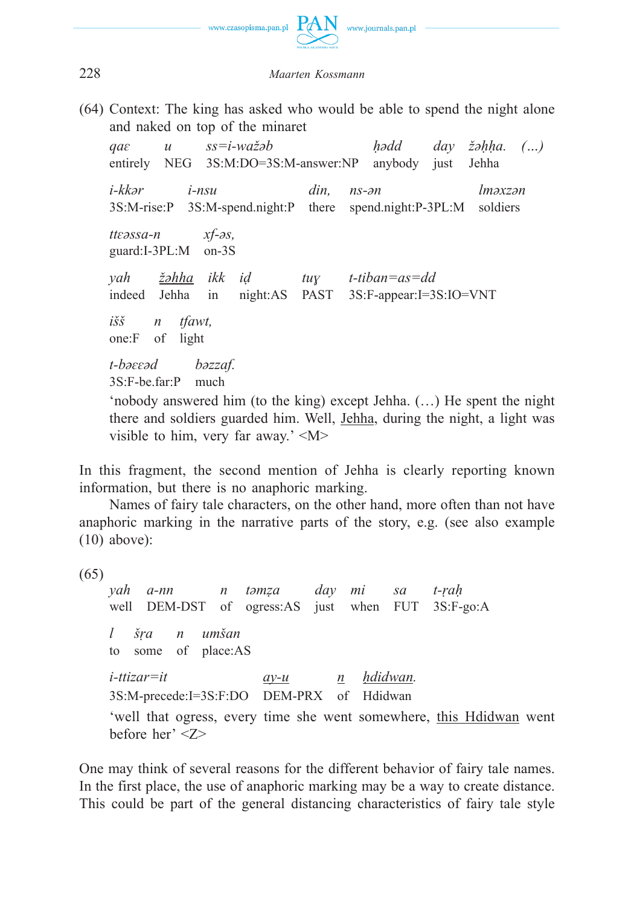(64) Context: The king has asked who would be able to spend the night alone and naked on top of the minaret

| *qaɛ* | *u* | *ss=i-wažəb* | *ḥədd* | *day* | *žəḥḥa.* | *(…)* |
|---|---|---|---|---|---|---|
| entirely | NEG | 3S:M:DO=3S:M-answer:NP | anybody | just | Jehha | |

| *i-kkər* | *i-nsu* | *din,* | *ns-ən* | *lməxzən* |
|---|---|---|---|---|
| 3S:M-rise:P | 3S:M-spend.night:P | there | spend.night:P-3PL:M | soldiers |

| *ttɛəssa-n* | *xf-əs,* |
|---|---|
| guard:I-3PL:M | on-3S |

| *yah* | <u>*žəhha*</u> | *ikk* | *iḍ* | *tuɣ* | *t-tiban=as=dd* |
|---|---|---|---|---|---|
| indeed | Jehha | in | night:AS | PAST | 3S:F-appear:I=3S:IO=VNT |

| *išš* | *n* | *tfawt,* |
|---|---|---|
| one:F | of | light |

| *t-bəɛɛəd* | *bəzzaf.* |
|---|---|
| 3S:F-be.far:P | much |

'nobody answered him (to the king) except Jehha. (…) He spent the night there and soldiers guarded him. Well, <u>Jehha</u>, during the night, a light was visible to him, very far away.' <M>

In this fragment, the second mention of Jehha is clearly reporting known information, but there is no anaphoric marking.

Names of fairy tale characters, on the other hand, more often than not have anaphoric marking in the narrative parts of the story, e.g. (see also example (10) above):

(65)

| *yah* | *a-nn* | *n* | *təmẓa* | *day* | *mi* | *sa* | *t-ṛaḥ* |
|---|---|---|---|---|---|---|---|
| well | DEM-DST | of | ogress:AS | just | when | FUT | 3S:F-go:A |

| *l* | *šṛa* | *n* | *umšan* |
|---|---|---|---|
| to | some | of | place:AS |

| *i-ttizar=it* | <u>*ay-u*</u> | <u>*n*</u> | <u>*ḥdidwan.*</u> |
|---|---|---|---|
| 3S:M-precede:I=3S:F:DO | DEM-PRX | of | Hdidwan |

'well that ogress, every time she went somewhere, <u>this Hdidwan</u> went before her' <Z>

One may think of several reasons for the different behavior of fairy tale names. In the first place, the use of anaphoric marking may be a way to create distance. This could be part of the general distancing characteristics of fairy tale style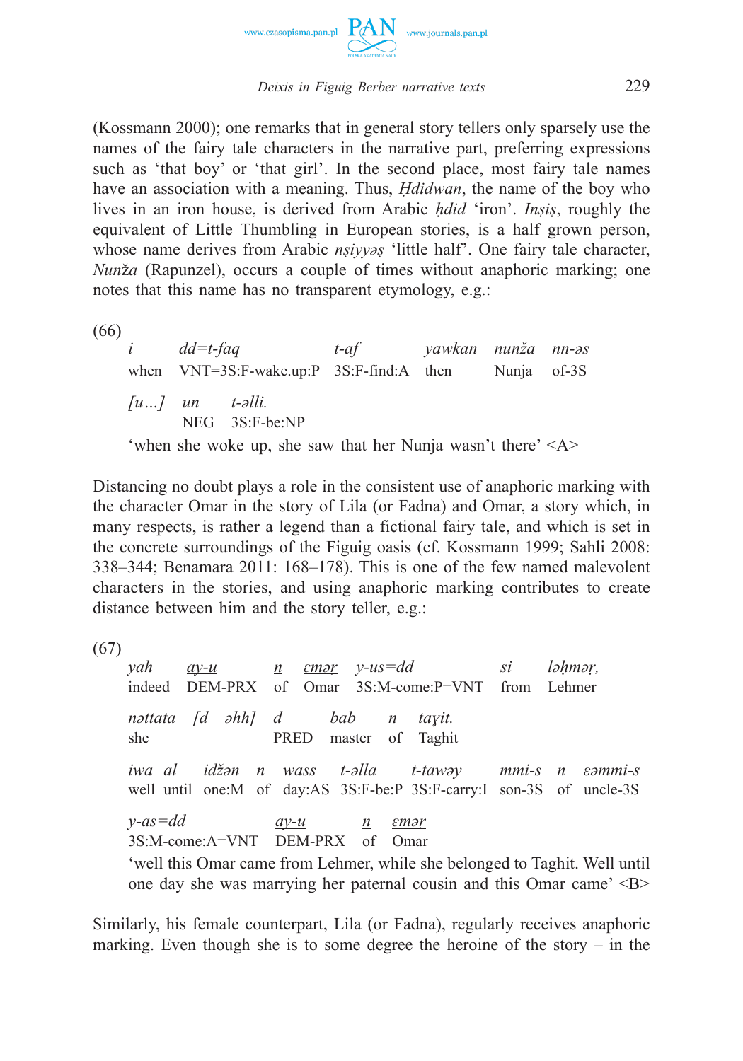(Kossmann 2000); one remarks that in general story tellers only sparsely use the names of the fairy tale characters in the narrative part, preferring expressions such as 'that boy' or 'that girl'. In the second place, most fairy tale names have an association with a meaning. Thus, *Ḥdidwan*, the name of the boy who lives in an iron house, is derived from Arabic *ḥdid* 'iron'. *Inṣiṣ*, roughly the equivalent of Little Thumbling in European stories, is a half grown person, whose name derives from Arabic *nṣiyyəṣ* 'little half'. One fairy tale character, *Nunža* (Rapunzel), occurs a couple of times without anaphoric marking; one notes that this name has no transparent etymology, e.g.:

(66)

| *i* | *dd=t-faq* | *t-af* | *yawkan* | <u>*nunža*</u> | <u>*nn-əs*</u> |
|---|---|---|---|---|---|
| when | VNT=3S:F-wake.up:P | 3S:F-find:A | then | Nunja | of-3S |

| *[u…]* | *un* | *t-əlli.* |
|---|---|---|
| | NEG | 3S:F-be:NP |

'when she woke up, she saw that <u>her Nunja</u> wasn't there' <A>

Distancing no doubt plays a role in the consistent use of anaphoric marking with the character Omar in the story of Lila (or Fadna) and Omar, a story which, in many respects, is rather a legend than a fictional fairy tale, and which is set in the concrete surroundings of the Figuig oasis (cf. Kossmann 1999; Sahli 2008: 338–344; Benamara 2011: 168–178). This is one of the few named malevolent characters in the stories, and using anaphoric marking contributes to create distance between him and the story teller, e.g.:

(67)

| *yah* | <u>*ay-u*</u> | <u>*n*</u> | <u>*ɛmər*</u> | *y-us=dd* | *si* | *ləḥməṛ,* |
|---|---|---|---|---|---|---|
| indeed | DEM-PRX | of | Omar | 3S:M-come:P=VNT | from | Lehmer |

| *nəttata* | *[d əhh]* | *d* | *bab* | *n* | *taɣit.* |
|---|---|---|---|---|---|
| she | | PRED | master | of | Taghit |

| *iwa* | *al* | *idžən* | *n* | *wass* | *t-əlla* | *t-tawəy* | *mmi-s* | *n* | *ɛəmmi-s* |
|---|---|---|---|---|---|---|---|---|---|
| well | until | one:M | of | day:AS | 3S:F-be:P | 3S:F-carry:I | son-3S | of | uncle-3S |

| *y-as=dd* | <u>*ay-u*</u> | <u>*n*</u> | <u>*ɛmər*</u> |
|---|---|---|---|
| 3S:M-come:A=VNT | DEM-PRX | of | Omar |

'well <u>this Omar</u> came from Lehmer, while she belonged to Taghit. Well until one day she was marrying her paternal cousin and <u>this Omar</u> came' <B>

Similarly, his female counterpart, Lila (or Fadna), regularly receives anaphoric marking. Even though she is to some degree the heroine of the story – in the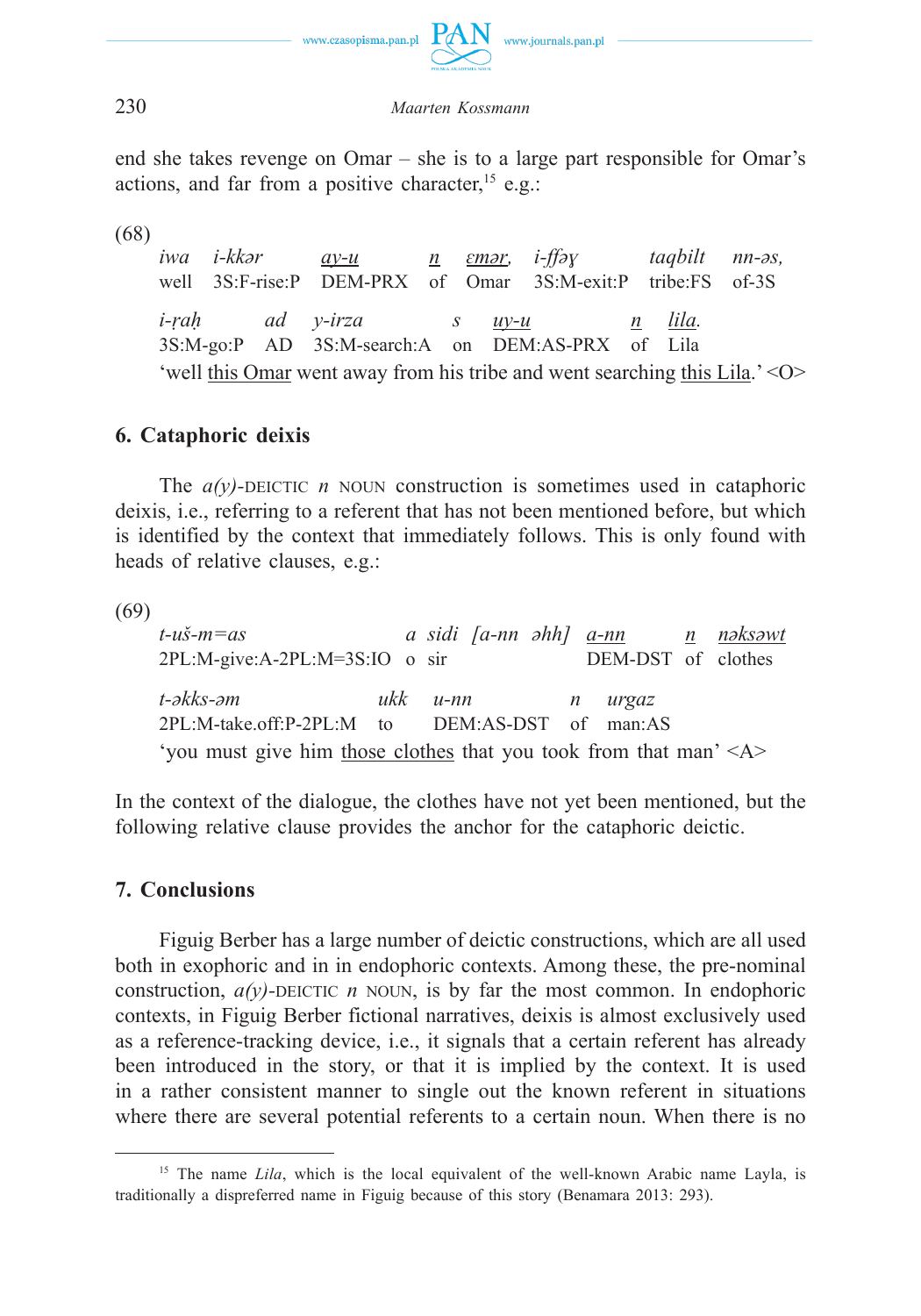end she takes revenge on Omar – she is to a large part responsible for Omar's actions, and far from a positive character,[15] e.g.:

(68)

| *iwa* | *i-kkər* | *ay-u* | *n* | *ɛmər,* | *i-ffəɣ* | *taqbilt* | *nn-əs,* |
|---|---|---|---|---|---|---|---|
| well | 3S:F-rise:P | DEM-PRX | of | Omar | 3S:M-exit:P | tribe:FS | of-3S |

| *i-ṛaḥ* | *ad* | *y-irza* | *s* | *uy-u* | *n* | *lila.* |
|---|---|---|---|---|---|---|
| 3S:M-go:P | AD | 3S:M-search:A | on | DEM:AS-PRX | of | Lila |

'well this Omar went away from his tribe and went searching this Lila.' <O>

## 6. Cataphoric deixis

The *a(y)*-DEICTIC *n* NOUN construction is sometimes used in cataphoric deixis, i.e., referring to a referent that has not been mentioned before, but which is identified by the context that immediately follows. This is only found with heads of relative clauses, e.g.:

(69)

| *t-uš-m=as* | *a* | *sidi* | *[a-nn* | *əhh]* | *a-nn* | *n* | *nəksəwt* |
|---|---|---|---|---|---|---|---|
| 2PL:M-give:A-2PL:M=3S:IO | o | sir | | | DEM-DST | of | clothes |

| *t-əkks-əm* | *ukk* | *u-nn* | *n* | *urgaz* |
|---|---|---|---|---|
| 2PL:M-take.off:P-2PL:M | to | DEM:AS-DST | of | man:AS |

'you must give him those clothes that you took from that man' <A>

In the context of the dialogue, the clothes have not yet been mentioned, but the following relative clause provides the anchor for the cataphoric deictic.

## 7. Conclusions

Figuig Berber has a large number of deictic constructions, which are all used both in exophoric and in in endophoric contexts. Among these, the pre-nominal construction, *a(y)*-DEICTIC *n* NOUN, is by far the most common. In endophoric contexts, in Figuig Berber fictional narratives, deixis is almost exclusively used as a reference-tracking device, i.e., it signals that a certain referent has already been introduced in the story, or that it is implied by the context. It is used in a rather consistent manner to single out the known referent in situations where there are several potential referents to a certain noun. When there is no

[15] The name *Lila*, which is the local equivalent of the well-known Arabic name Layla, is traditionally a dispreferred name in Figuig because of this story (Benamara 2013: 293).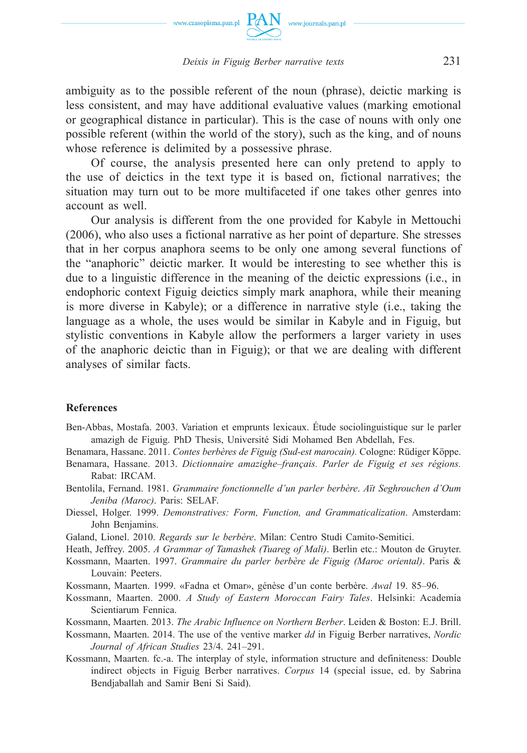ambiguity as to the possible referent of the noun (phrase), deictic marking is less consistent, and may have additional evaluative values (marking emotional or geographical distance in particular). This is the case of nouns with only one possible referent (within the world of the story), such as the king, and of nouns whose reference is delimited by a possessive phrase.

Of course, the analysis presented here can only pretend to apply to the use of deictics in the text type it is based on, fictional narratives; the situation may turn out to be more multifaceted if one takes other genres into account as well.

Our analysis is different from the one provided for Kabyle in Mettouchi (2006), who also uses a fictional narrative as her point of departure. She stresses that in her corpus anaphora seems to be only one among several functions of the "anaphoric" deictic marker. It would be interesting to see whether this is due to a linguistic difference in the meaning of the deictic expressions (i.e., in endophoric context Figuig deictics simply mark anaphora, while their meaning is more diverse in Kabyle); or a difference in narrative style (i.e., taking the language as a whole, the uses would be similar in Kabyle and in Figuig, but stylistic conventions in Kabyle allow the performers a larger variety in uses of the anaphoric deictic than in Figuig); or that we are dealing with different analyses of similar facts.

## References

Ben-Abbas, Mostafa. 2003. Variation et emprunts lexicaux. Étude sociolinguistique sur le parler amazigh de Figuig. PhD Thesis, Université Sidi Mohamed Ben Abdellah, Fes.

Benamara, Hassane. 2011. *Contes berbères de Figuig (Sud-est marocain).* Cologne: Rüdiger Köppe.

Benamara, Hassane. 2013. *Dictionnaire amazighe–français. Parler de Figuig et ses régions.* Rabat: IRCAM.

Bentolila, Fernand. 1981. *Grammaire fonctionnelle d'un parler berbère*. *Aït Seghrouchen d'Oum Jeniba (Maroc)*. Paris: SELAF.

Diessel, Holger. 1999. *Demonstratives: Form, Function, and Grammaticalization*. Amsterdam: John Benjamins.

Galand, Lionel. 2010. *Regards sur le berbère*. Milan: Centro Studi Camito-Semitici.

Heath, Jeffrey. 2005. *A Grammar of Tamashek (Tuareg of Mali)*. Berlin etc.: Mouton de Gruyter.

Kossmann, Maarten. 1997. *Grammaire du parler berbère de Figuig (Maroc oriental)*. Paris & Louvain: Peeters.

Kossmann, Maarten. 1999. «Fadna et Omar», génèse d'un conte berbère. *Awal* 19. 85–96.

Kossmann, Maarten. 2000. *A Study of Eastern Moroccan Fairy Tales*. Helsinki: Academia Scientiarum Fennica.

Kossmann, Maarten. 2013. *The Arabic Influence on Northern Berber*. Leiden & Boston: E.J. Brill.

Kossmann, Maarten. 2014. The use of the ventive marker *dd* in Figuig Berber narratives, *Nordic Journal of African Studies* 23/4. 241–291.

Kossmann, Maarten. fc.-a. The interplay of style, information structure and definiteness: Double indirect objects in Figuig Berber narratives. *Corpus* 14 (special issue, ed. by Sabrina Bendjaballah and Samir Beni Si Said).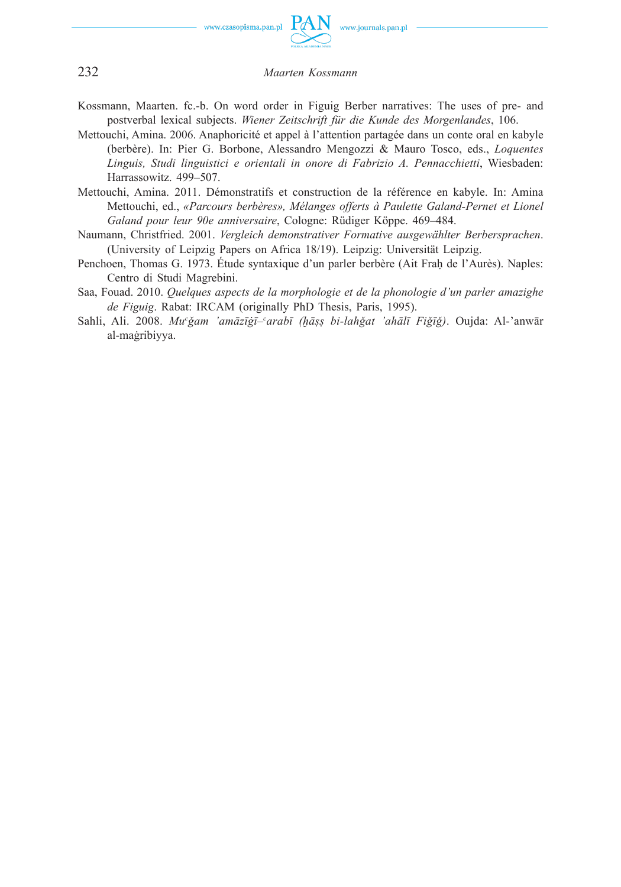Kossmann, Maarten. fc.-b. On word order in Figuig Berber narratives: The uses of pre- and postverbal lexical subjects. *Wiener Zeitschrift für die Kunde des Morgenlandes*, 106.

Mettouchi, Amina. 2006. Anaphoricité et appel à l'attention partagée dans un conte oral en kabyle (berbère). In: Pier G. Borbone, Alessandro Mengozzi & Mauro Tosco, eds., *Loquentes Linguis, Studi linguistici e orientali in onore di Fabrizio A. Pennacchietti*, Wiesbaden: Harrassowitz. 499–507.

Mettouchi, Amina. 2011. Démonstratifs et construction de la référence en kabyle. In: Amina Mettouchi, ed., *«Parcours berbères», Mélanges offerts à Paulette Galand-Pernet et Lionel Galand pour leur 90e anniversaire*, Cologne: Rüdiger Köppe. 469–484.

Naumann, Christfried. 2001. *Vergleich demonstrativer Formative ausgewählter Berbersprachen*. (University of Leipzig Papers on Africa 18/19). Leipzig: Universität Leipzig.

Penchoen, Thomas G. 1973. Étude syntaxique d'un parler berbère (Ait Fraḥ de l'Aurès). Naples: Centro di Studi Magrebini.

Saa, Fouad. 2010. *Quelques aspects de la morphologie et de la phonologie d'un parler amazighe de Figuig*. Rabat: IRCAM (originally PhD Thesis, Paris, 1995).

Sahli, Ali. 2008. *Muʿǧam 'amāzīġī–ʿarabī (ḫāṣṣ bi-lahǧat 'ahālī Fiǧīǧ)*. Oujda: Al-'anwār al-maġribiyya.